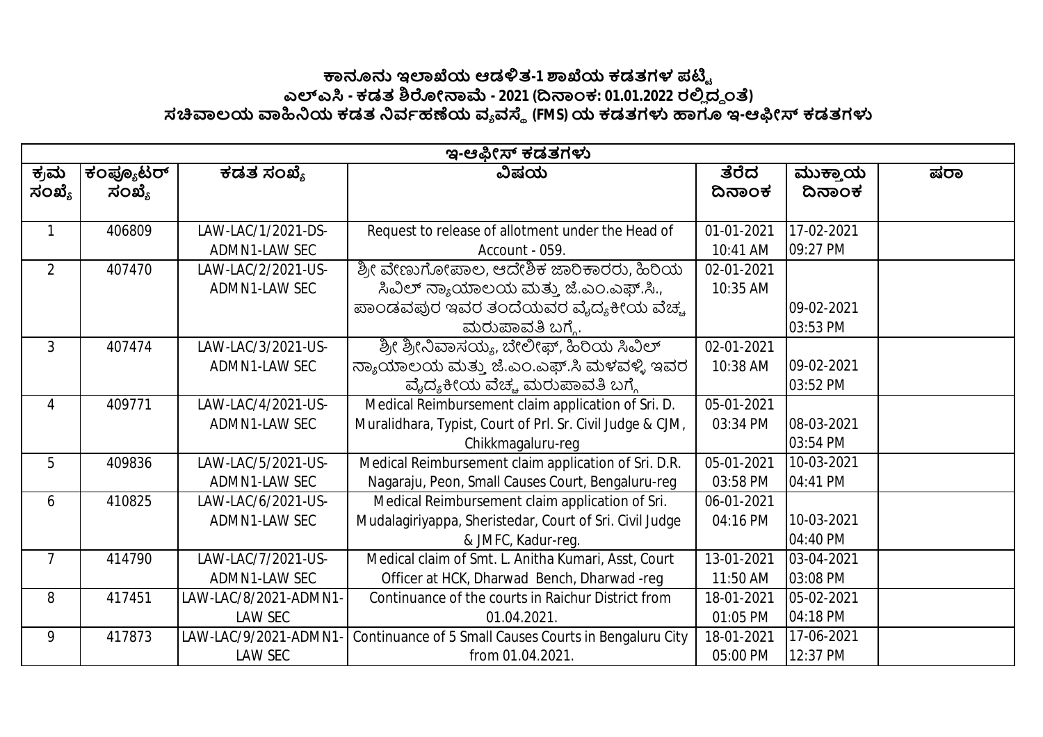# ಕಾನೂನು ಇಲಾಖೆಯ ಆಡಳಿತ-1 ಶಾಖೆಯ ಕಡತಗಳ ಪಟ್ಟಿ
## ಎಲ್‌ಎಸಿ - ಕಡತ ಶಿರೋನಾಮೆ - 2021 (ದಿನಾಂಕ: 01.01.2022 ರಲ್ಲಿದ್ದಂತೆ)
## ಸಚಿವಾಲಯ ವಾಹಿನಿಯ ಕಡತ ನಿರ್ವಹಣೆಯ ವ್ಯವಸ್ಥೆ (FMS) ಯ ಕಡತಗಳು ಹಾಗೂ ಇ-ಆಫೀಸ್ ಕಡತಗಳು

| ಇ-ಆಫೀಸ್ ಕಡತಗಳು | | | | | | |
|---|---|---|---|---|---|---|
| ಕ್ರಮ ಸಂಖ್ಯೆ | ಕಂಪ್ಯೂಟರ್ ಸಂಖ್ಯೆ | ಕಡತ ಸಂಖ್ಯೆ | ವಿಷಯ | ತೆರೆದ ದಿನಾಂಕ | ಮುಕ್ತಾಯ ದಿನಾಂಕ | ಷರಾ |
| 1 | 406809 | LAW-LAC/1/2021-DS-ADMN1-LAW SEC | Request to release of allotment under the Head of Account - 059. | 01-01-2021 10:41 AM | 17-02-2021 09:27 PM | |
| 2 | 407470 | LAW-LAC/2/2021-US-ADMN1-LAW SEC | ಶ್ರೀ ವೇಣುಗೋಪಾಲ, ಆದೇಶಿಕ ಜಾರಿಕಾರರು, ಹಿರಿಯ ಸಿವಿಲ್ ನ್ಯಾಯಾಲಯ ಮತ್ತು ಜೆ.ಎಂ.ಎಫ್.ಸಿ., ಪಾಂಡವಪುರ ಇವರ ತಂದೆಯವರ ವೈದ್ಯಕೀಯ ವೆಚ್ಚ ಮರುಪಾವತಿ ಬಗ್ಗೆ. | 02-01-2021 10:35 AM | 09-02-2021 03:53 PM | |
| 3 | 407474 | LAW-LAC/3/2021-US-ADMN1-LAW SEC | ಶ್ರೀ ಶ್ರೀನಿವಾಸಯ್ಯ, ಬೇಲೀಫ್, ಹಿರಿಯ ಸಿವಿಲ್ ನ್ಯಾಯಾಲಯ ಮತ್ತು ಜೆ.ಎಂ.ಎಫ್.ಸಿ ಮಳವಳ್ಳಿ ಇವರ ವೈದ್ಯಕೀಯ ವೆಚ್ಚ ಮರುಪಾವತಿ ಬಗ್ಗೆ | 02-01-2021 10:38 AM | 09-02-2021 03:52 PM | |
| 4 | 409771 | LAW-LAC/4/2021-US-ADMN1-LAW SEC | Medical Reimbursement claim application of Sri. D. Muralidhara, Typist, Court of Prl. Sr. Civil Judge & CJM, Chikkmagaluru-reg | 05-01-2021 03:34 PM | 08-03-2021 03:54 PM | |
| 5 | 409836 | LAW-LAC/5/2021-US-ADMN1-LAW SEC | Medical Reimbursement claim application of Sri. D.R. Nagaraju, Peon, Small Causes Court, Bengaluru-reg | 05-01-2021 03:58 PM | 10-03-2021 04:41 PM | |
| 6 | 410825 | LAW-LAC/6/2021-US-ADMN1-LAW SEC | Medical Reimbursement claim application of Sri. Mudalagiriyappa, Sheristedar, Court of Sri. Civil Judge & JMFC, Kadur-reg. | 06-01-2021 04:16 PM | 10-03-2021 04:40 PM | |
| 7 | 414790 | LAW-LAC/7/2021-US-ADMN1-LAW SEC | Medical claim of Smt. L. Anitha Kumari, Asst, Court Officer at HCK, Dharwad Bench, Dharwad -reg | 13-01-2021 11:50 AM | 03-04-2021 03:08 PM | |
| 8 | 417451 | LAW-LAC/8/2021-ADMN1-LAW SEC | Continuance of the courts in Raichur District from 01.04.2021. | 18-01-2021 01:05 PM | 05-02-2021 04:18 PM | |
| 9 | 417873 | LAW-LAC/9/2021-ADMN1-LAW SEC | Continuance of 5 Small Causes Courts in Bengaluru City from 01.04.2021. | 18-01-2021 05:00 PM | 17-06-2021 12:37 PM | |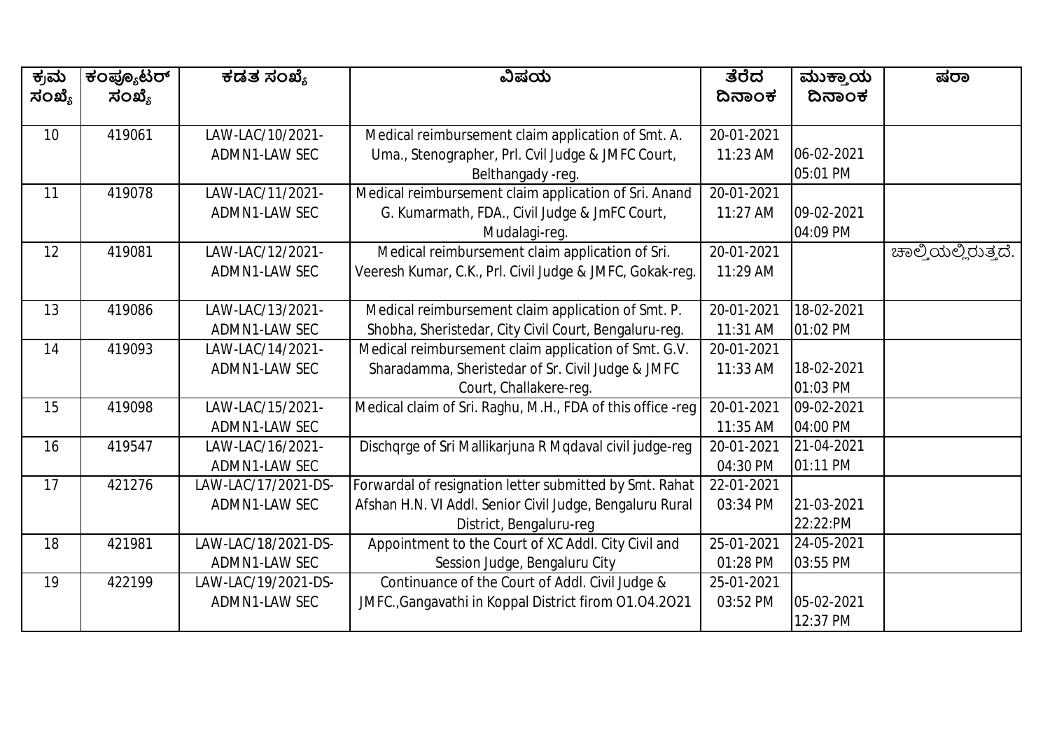| ಕ್ರಮ ಸಂಖ್ಯೆ | ಕಂಪ್ಯೂಟರ್ ಸಂಖ್ಯೆ | ಕಡತ ಸಂಖ್ಯೆ | ವಿಷಯ | ತೆರೆದ ದಿನಾಂಕ | ಮುಕ್ತಾಯ ದಿನಾಂಕ | ಷರಾ |
|---|---|---|---|---|---|---|
| 10 | 419061 | LAW-LAC/10/2021-ADMN1-LAW SEC | Medical reimbursement claim application of Smt. A. Uma., Stenographer, Prl. Cvil Judge & JMFC Court, Belthangady -reg. | 20-01-2021 11:23 AM | 06-02-2021 05:01 PM | |
| 11 | 419078 | LAW-LAC/11/2021-ADMN1-LAW SEC | Medical reimbursement claim application of Sri. Anand G. Kumarmath, FDA., Civil Judge & JmFC Court, Mudalagi-reg. | 20-01-2021 11:27 AM | 09-02-2021 04:09 PM | |
| 12 | 419081 | LAW-LAC/12/2021-ADMN1-LAW SEC | Medical reimbursement claim application of Sri. Veeresh Kumar, C.K., Prl. Civil Judge & JMFC, Gokak-reg. | 20-01-2021 11:29 AM | | ಚಾಲ್ತಿಯಲ್ಲಿರುತ್ತದೆ. |
| 13 | 419086 | LAW-LAC/13/2021-ADMN1-LAW SEC | Medical reimbursement claim application of Smt. P. Shobha, Sheristedar, City Civil Court, Bengaluru-reg. | 20-01-2021 11:31 AM | 18-02-2021 01:02 PM | |
| 14 | 419093 | LAW-LAC/14/2021-ADMN1-LAW SEC | Medical reimbursement claim application of Smt. G.V. Sharadamma, Sheristedar of Sr. Civil Judge & JMFC Court, Challakere-reg. | 20-01-2021 11:33 AM | 18-02-2021 01:03 PM | |
| 15 | 419098 | LAW-LAC/15/2021-ADMN1-LAW SEC | Medical claim of Sri. Raghu, M.H., FDA of this office -reg | 20-01-2021 11:35 AM | 09-02-2021 04:00 PM | |
| 16 | 419547 | LAW-LAC/16/2021-ADMN1-LAW SEC | Dischqrge of Sri Mallikarjuna R Mqdaval civil judge-reg | 20-01-2021 04:30 PM | 21-04-2021 01:11 PM | |
| 17 | 421276 | LAW-LAC/17/2021-DS-ADMN1-LAW SEC | Forwardal of resignation letter submitted by Smt. Rahat Afshan H.N. VI Addl. Senior Civil Judge, Bengaluru Rural District, Bengaluru-reg | 22-01-2021 03:34 PM | 21-03-2021 22:22:PM | |
| 18 | 421981 | LAW-LAC/18/2021-DS-ADMN1-LAW SEC | Appointment to the Court of XC Addl. City Civil and Session Judge, Bengaluru City | 25-01-2021 01:28 PM | 24-05-2021 03:55 PM | |
| 19 | 422199 | LAW-LAC/19/2021-DS-ADMN1-LAW SEC | Continuance of the Court of Addl. Civil Judge & JMFC.,Gangavathi in Koppal District firom O1.O4.2O21 | 25-01-2021 03:52 PM | 05-02-2021 12:37 PM | |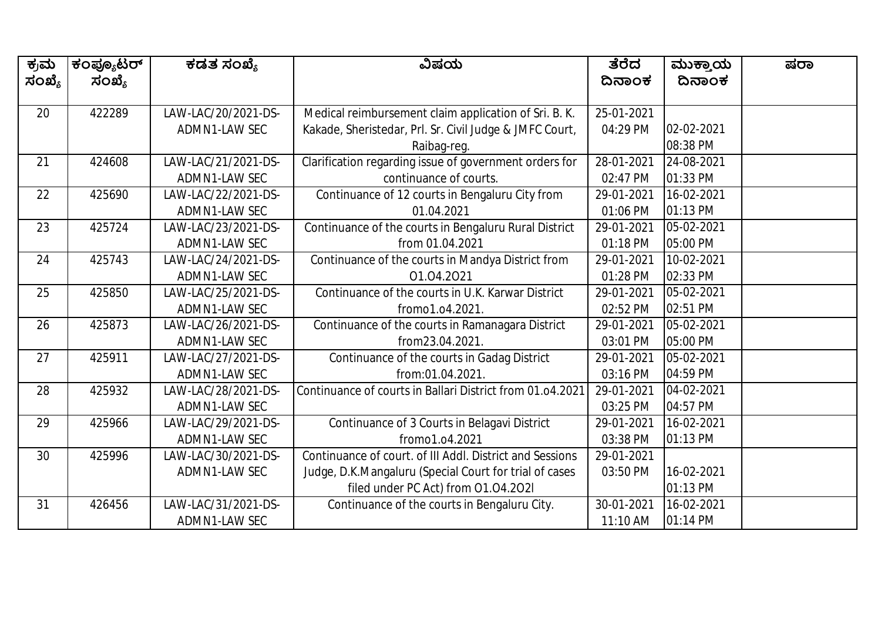| ಕ್ರಮ ಸಂಖ್ಯೆ | ಕಂಪ್ಯೂಟರ್ ಸಂಖ್ಯೆ | ಕಡತ ಸಂಖ್ಯೆ | ವಿಷಯ | ತೆರೆದ ದಿನಾಂಕ | ಮುಕ್ತಾಯ ದಿನಾಂಕ | ಷರಾ |
|---|---|---|---|---|---|---|
| 20 | 422289 | LAW-LAC/20/2021-DS-ADMN1-LAW SEC | Medical reimbursement claim application of Sri. B. K. Kakade, Sheristedar, Prl. Sr. Civil Judge & JMFC Court, Raibag-reg. | 25-01-2021 04:29 PM | 02-02-2021 08:38 PM | |
| 21 | 424608 | LAW-LAC/21/2021-DS-ADMN1-LAW SEC | Clarification regarding issue of government orders for continuance of courts. | 28-01-2021 02:47 PM | 24-08-2021 01:33 PM | |
| 22 | 425690 | LAW-LAC/22/2021-DS-ADMN1-LAW SEC | Continuance of 12 courts in Bengaluru City from 01.04.2021 | 29-01-2021 01:06 PM | 16-02-2021 01:13 PM | |
| 23 | 425724 | LAW-LAC/23/2021-DS-ADMN1-LAW SEC | Continuance of the courts in Bengaluru Rural District from 01.04.2021 | 29-01-2021 01:18 PM | 05-02-2021 05:00 PM | |
| 24 | 425743 | LAW-LAC/24/2021-DS-ADMN1-LAW SEC | Continuance of the courts in Mandya District from O1.O4.2O21 | 29-01-2021 01:28 PM | 10-02-2021 02:33 PM | |
| 25 | 425850 | LAW-LAC/25/2021-DS-ADMN1-LAW SEC | Continuance of the courts in U.K. Karwar District fromo1.o4.2021. | 29-01-2021 02:52 PM | 05-02-2021 02:51 PM | |
| 26 | 425873 | LAW-LAC/26/2021-DS-ADMN1-LAW SEC | Continuance of the courts in Ramanagara District from23.04.2021. | 29-01-2021 03:01 PM | 05-02-2021 05:00 PM | |
| 27 | 425911 | LAW-LAC/27/2021-DS-ADMN1-LAW SEC | Continuance of the courts in Gadag District from:01.04.2021. | 29-01-2021 03:16 PM | 05-02-2021 04:59 PM | |
| 28 | 425932 | LAW-LAC/28/2021-DS-ADMN1-LAW SEC | Continuance of courts in Ballari District from 01.o4.2021 | 29-01-2021 03:25 PM | 04-02-2021 04:57 PM | |
| 29 | 425966 | LAW-LAC/29/2021-DS-ADMN1-LAW SEC | Continuance of 3 Courts in Belagavi District fromo1.o4.2021 | 29-01-2021 03:38 PM | 16-02-2021 01:13 PM | |
| 30 | 425996 | LAW-LAC/30/2021-DS-ADMN1-LAW SEC | Continuance of court. of III Addl. District and Sessions Judge, D.K.Mangaluru (Special Court for trial of cases filed under PC Act) from O1.O4.2O2l | 29-01-2021 03:50 PM | 16-02-2021 01:13 PM | |
| 31 | 426456 | LAW-LAC/31/2021-DS-ADMN1-LAW SEC | Continuance of the courts in Bengaluru City. | 30-01-2021 11:10 AM | 16-02-2021 01:14 PM | |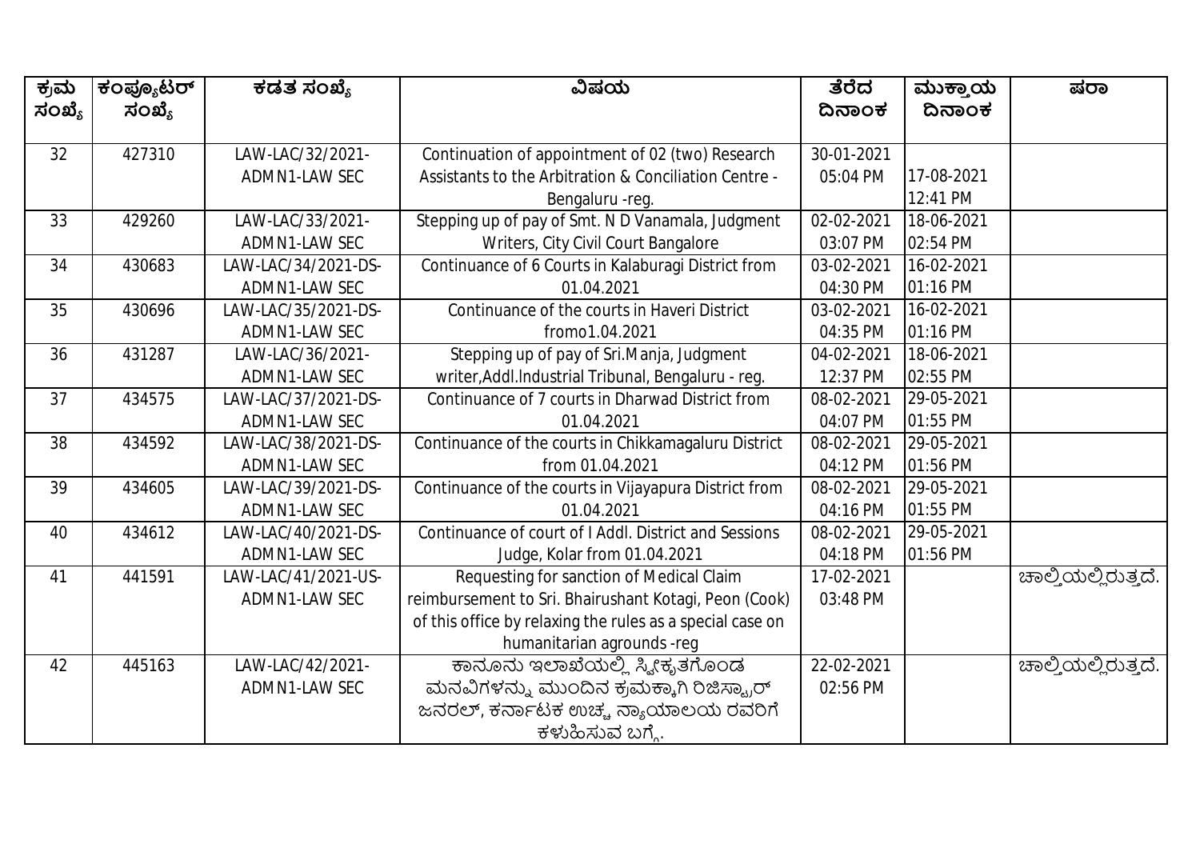| ಕ್ರಮ ಸಂಖ್ಯೆ | ಕಂಪ್ಯೂಟರ್ ಸಂಖ್ಯೆ | ಕಡತ ಸಂಖ್ಯೆ | ವಿಷಯ | ತೆರೆದ ದಿನಾಂಕ | ಮುಕ್ತಾಯ ದಿನಾಂಕ | ಷರಾ |
|---|---|---|---|---|---|---|
| 32 | 427310 | LAW-LAC/32/2021-ADMN1-LAW SEC | Continuation of appointment of 02 (two) Research Assistants to the Arbitration & Conciliation Centre - Bengaluru -reg. | 30-01-2021 05:04 PM | 17-08-2021 12:41 PM | |
| 33 | 429260 | LAW-LAC/33/2021-ADMN1-LAW SEC | Stepping up of pay of Smt. N D Vanamala, Judgment Writers, City Civil Court Bangalore | 02-02-2021 03:07 PM | 18-06-2021 02:54 PM | |
| 34 | 430683 | LAW-LAC/34/2021-DS-ADMN1-LAW SEC | Continuance of 6 Courts in Kalaburagi District from 01.04.2021 | 03-02-2021 04:30 PM | 16-02-2021 01:16 PM | |
| 35 | 430696 | LAW-LAC/35/2021-DS-ADMN1-LAW SEC | Continuance of the courts in Haveri District fromo1.04.2021 | 03-02-2021 04:35 PM | 16-02-2021 01:16 PM | |
| 36 | 431287 | LAW-LAC/36/2021-ADMN1-LAW SEC | Stepping up of pay of Sri.Manja, Judgment writer,Addl.Industrial Tribunal, Bengaluru - reg. | 04-02-2021 12:37 PM | 18-06-2021 02:55 PM | |
| 37 | 434575 | LAW-LAC/37/2021-DS-ADMN1-LAW SEC | Continuance of 7 courts in Dharwad District from 01.04.2021 | 08-02-2021 04:07 PM | 29-05-2021 01:55 PM | |
| 38 | 434592 | LAW-LAC/38/2021-DS-ADMN1-LAW SEC | Continuance of the courts in Chikkamagaluru District from 01.04.2021 | 08-02-2021 04:12 PM | 29-05-2021 01:56 PM | |
| 39 | 434605 | LAW-LAC/39/2021-DS-ADMN1-LAW SEC | Continuance of the courts in Vijayapura District from 01.04.2021 | 08-02-2021 04:16 PM | 29-05-2021 01:55 PM | |
| 40 | 434612 | LAW-LAC/40/2021-DS-ADMN1-LAW SEC | Continuance of court of I Addl. District and Sessions Judge, Kolar from 01.04.2021 | 08-02-2021 04:18 PM | 29-05-2021 01:56 PM | |
| 41 | 441591 | LAW-LAC/41/2021-US-ADMN1-LAW SEC | Requesting for sanction of Medical Claim reimbursement to Sri. Bhairushant Kotagi, Peon (Cook) of this office by relaxing the rules as a special case on humanitarian agrounds -reg | 17-02-2021 03:48 PM | | ಚಾಲ್ತಿಯಲ್ಲಿರುತ್ತದೆ. |
| 42 | 445163 | LAW-LAC/42/2021-ADMN1-LAW SEC | ಕಾನೂನು ಇಲಾಖೆಯಲ್ಲಿ ಸ್ವೀಕೃತಗೊಂಡ ಮನವಿಗಳನ್ನು ಮುಂದಿನ ಕ್ರಮಕ್ಕಾಗಿ ರಿಜಿಸ್ಟ್ರಾರ್ ಜನರಲ್, ಕರ್ನಾಟಕ ಉಚ್ಚ ನ್ಯಾಯಾಲಯ ರವರಿಗೆ ಕಳುಹಿಸುವ ಬಗ್ಗೆ. | 22-02-2021 02:56 PM | | ಚಾಲ್ತಿಯಲ್ಲಿರುತ್ತದೆ. |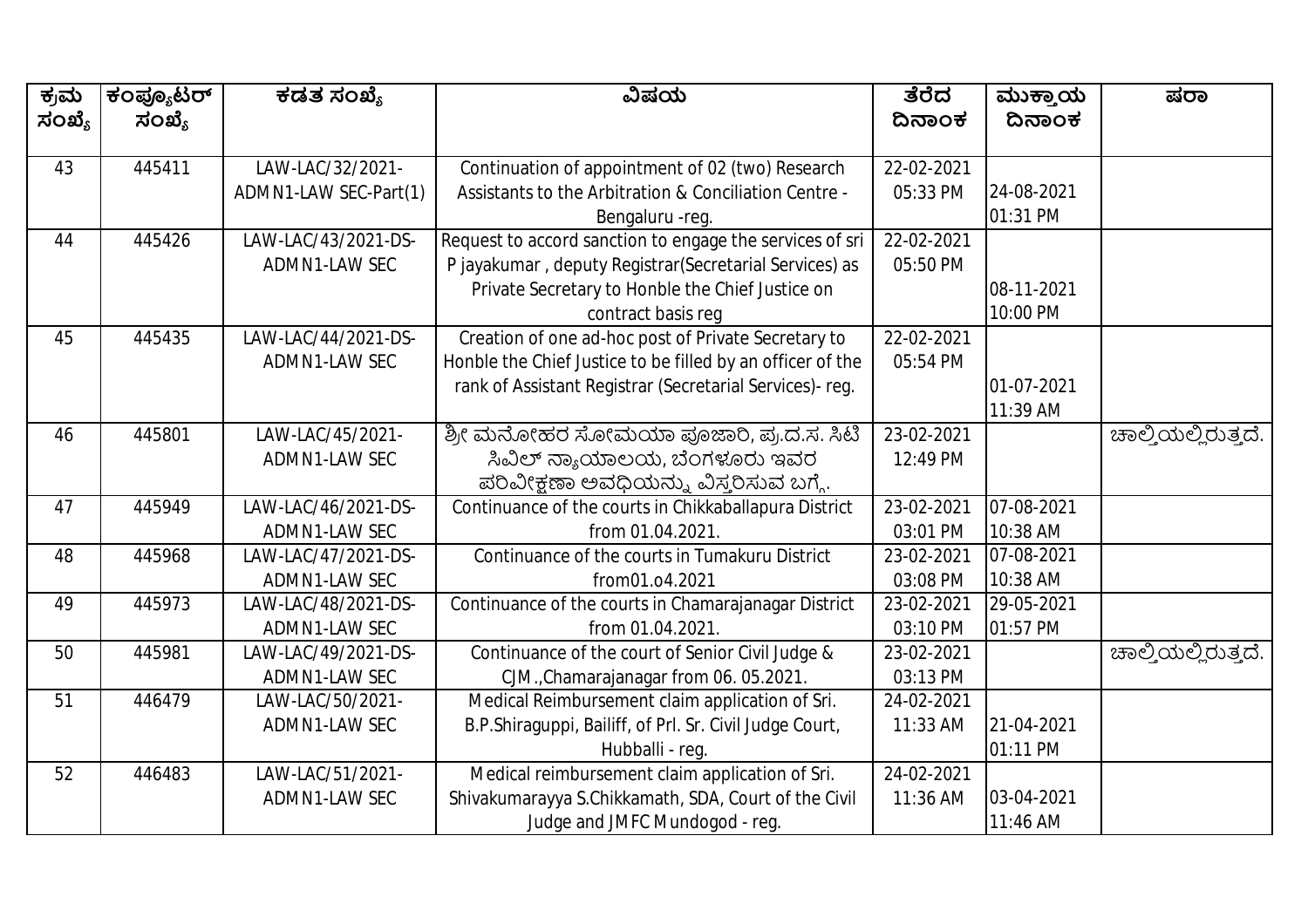| ಕ್ರಮ ಸಂಖ್ಯೆ | ಕಂಪ್ಯೂಟರ್ ಸಂಖ್ಯೆ | ಕಡತ ಸಂಖ್ಯೆ | ವಿಷಯ | ತೆರೆದ ದಿನಾಂಕ | ಮುಕ್ತಾಯ ದಿನಾಂಕ | ಷರಾ |
|---|---|---|---|---|---|---|
| 43 | 445411 | LAW-LAC/32/2021-ADMN1-LAW SEC-Part(1) | Continuation of appointment of 02 (two) Research Assistants to the Arbitration & Conciliation Centre - Bengaluru -reg. | 22-02-2021 05:33 PM | 24-08-2021 01:31 PM | |
| 44 | 445426 | LAW-LAC/43/2021-DS-ADMN1-LAW SEC | Request to accord sanction to engage the services of sri P jayakumar , deputy Registrar(Secretarial Services) as Private Secretary to Honble the Chief Justice on contract basis reg | 22-02-2021 05:50 PM | 08-11-2021 10:00 PM | |
| 45 | 445435 | LAW-LAC/44/2021-DS-ADMN1-LAW SEC | Creation of one ad-hoc post of Private Secretary to Honble the Chief Justice to be filled by an officer of the rank of Assistant Registrar (Secretarial Services)- reg. | 22-02-2021 05:54 PM | 01-07-2021 11:39 AM | |
| 46 | 445801 | LAW-LAC/45/2021-ADMN1-LAW SEC | ಶ್ರೀ ಮನೋಹರ ಸೋಮಯಾ ಪೂಜಾರಿ, ಪ್ರ.ದ.ಸ. ಸಿಟಿ ಸಿವಿಲ್ ನ್ಯಾಯಾಲಯ, ಬೆಂಗಳೂರು ಇವರ ಪರಿವೀಕ್ಷಣಾ ಅವಧಿಯನ್ನು ವಿಸ್ತರಿಸುವ ಬಗ್ಗೆ. | 23-02-2021 12:49 PM | | ಚಾಲ್ತಿಯಲ್ಲಿರುತ್ತದೆ. |
| 47 | 445949 | LAW-LAC/46/2021-DS-ADMN1-LAW SEC | Continuance of the courts in Chikkaballapura District from 01.04.2021. | 23-02-2021 03:01 PM | 07-08-2021 10:38 AM | |
| 48 | 445968 | LAW-LAC/47/2021-DS-ADMN1-LAW SEC | Continuance of the courts in Tumakuru District from01.o4.2021 | 23-02-2021 03:08 PM | 07-08-2021 10:38 AM | |
| 49 | 445973 | LAW-LAC/48/2021-DS-ADMN1-LAW SEC | Continuance of the courts in Chamarajanagar District from 01.04.2021. | 23-02-2021 03:10 PM | 29-05-2021 01:57 PM | |
| 50 | 445981 | LAW-LAC/49/2021-DS-ADMN1-LAW SEC | Continuance of the court of Senior Civil Judge & CJM.,Chamarajanagar from 06. 05.2021. | 23-02-2021 03:13 PM | | ಚಾಲ್ತಿಯಲ್ಲಿರುತ್ತದೆ. |
| 51 | 446479 | LAW-LAC/50/2021-ADMN1-LAW SEC | Medical Reimbursement claim application of Sri. B.P.Shiraguppi, Bailiff, of Prl. Sr. Civil Judge Court, Hubballi - reg. | 24-02-2021 11:33 AM | 21-04-2021 01:11 PM | |
| 52 | 446483 | LAW-LAC/51/2021-ADMN1-LAW SEC | Medical reimbursement claim application of Sri. Shivakumarayya S.Chikkamath, SDA, Court of the Civil Judge and JMFC Mundogod - reg. | 24-02-2021 11:36 AM | 03-04-2021 11:46 AM | |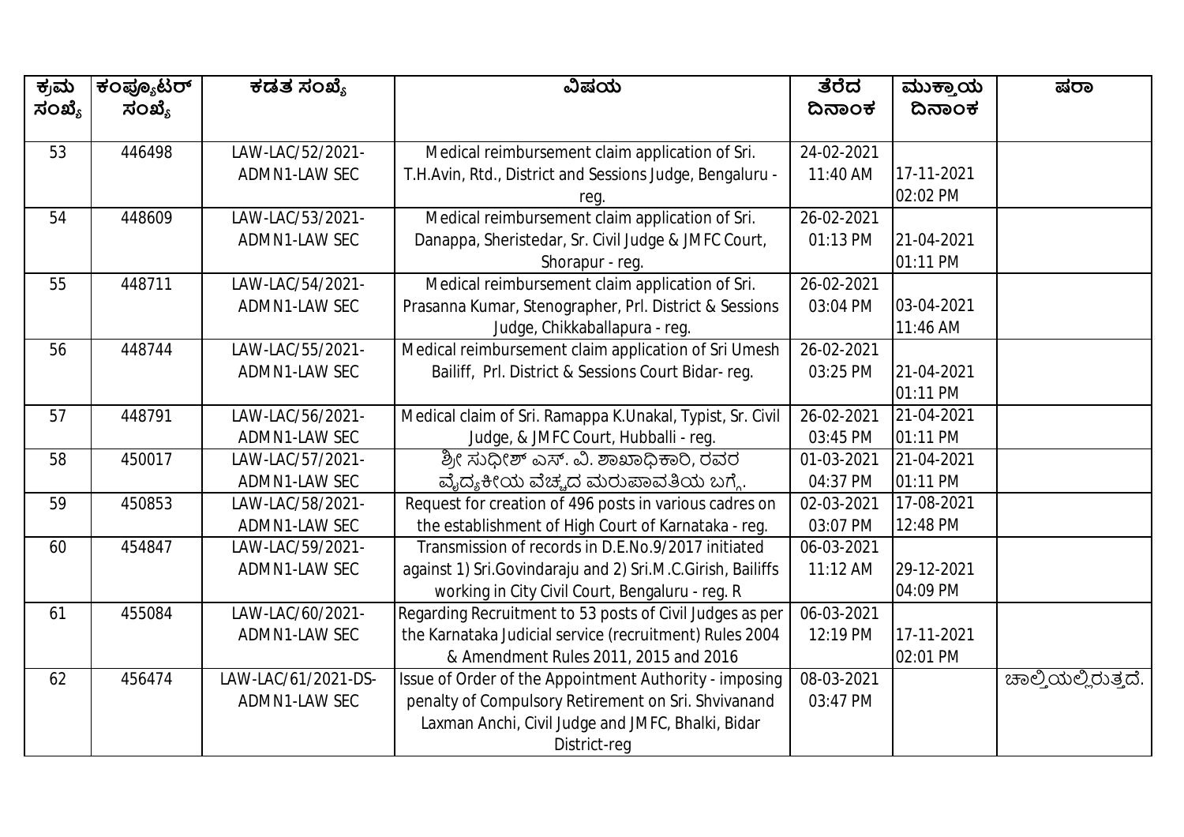| ಕ್ರಮ ಸಂಖ್ಯೆ | ಕಂಪ್ಯೂಟರ್ ಸಂಖ್ಯೆ | ಕಡತ ಸಂಖ್ಯೆ | ವಿಷಯ | ತೆರೆದ ದಿನಾಂಕ | ಮುಕ್ತಾಯ ದಿನಾಂಕ | ಷರಾ |
|---|---|---|---|---|---|---|
| 53 | 446498 | LAW-LAC/52/2021-ADMN1-LAW SEC | Medical reimbursement claim application of Sri. T.H.Avin, Rtd., District and Sessions Judge, Bengaluru - reg. | 24-02-2021 11:40 AM | 17-11-2021 02:02 PM | |
| 54 | 448609 | LAW-LAC/53/2021-ADMN1-LAW SEC | Medical reimbursement claim application of Sri. Danappa, Sheristedar, Sr. Civil Judge & JMFC Court, Shorapur - reg. | 26-02-2021 01:13 PM | 21-04-2021 01:11 PM | |
| 55 | 448711 | LAW-LAC/54/2021-ADMN1-LAW SEC | Medical reimbursement claim application of Sri. Prasanna Kumar, Stenographer, Prl. District & Sessions Judge, Chikkaballapura - reg. | 26-02-2021 03:04 PM | 03-04-2021 11:46 AM | |
| 56 | 448744 | LAW-LAC/55/2021-ADMN1-LAW SEC | Medical reimbursement claim application of Sri Umesh Bailiff, Prl. District & Sessions Court Bidar- reg. | 26-02-2021 03:25 PM | 21-04-2021 01:11 PM | |
| 57 | 448791 | LAW-LAC/56/2021-ADMN1-LAW SEC | Medical claim of Sri. Ramappa K.Unakal, Typist, Sr. Civil Judge, & JMFC Court, Hubballi - reg. | 26-02-2021 03:45 PM | 21-04-2021 01:11 PM | |
| 58 | 450017 | LAW-LAC/57/2021-ADMN1-LAW SEC | ಶ್ರೀ ಸುಧೀಶ್ ಎಸ್. ವಿ. ಶಾಖಾಧಿಕಾರಿ, ರವರ ವೈದ್ಯಕೀಯ ವೆಚ್ಚದ ಮರುಪಾವತಿಯ ಬಗ್ಗೆ. | 01-03-2021 04:37 PM | 21-04-2021 01:11 PM | |
| 59 | 450853 | LAW-LAC/58/2021-ADMN1-LAW SEC | Request for creation of 496 posts in various cadres on the establishment of High Court of Karnataka - reg. | 02-03-2021 03:07 PM | 17-08-2021 12:48 PM | |
| 60 | 454847 | LAW-LAC/59/2021-ADMN1-LAW SEC | Transmission of records in D.E.No.9/2017 initiated against 1) Sri.Govindaraju and 2) Sri.M.C.Girish, Bailiffs working in City Civil Court, Bengaluru - reg. R | 06-03-2021 11:12 AM | 29-12-2021 04:09 PM | |
| 61 | 455084 | LAW-LAC/60/2021-ADMN1-LAW SEC | Regarding Recruitment to 53 posts of Civil Judges as per the Karnataka Judicial service (recruitment) Rules 2004 & Amendment Rules 2011, 2015 and 2016 | 06-03-2021 12:19 PM | 17-11-2021 02:01 PM | |
| 62 | 456474 | LAW-LAC/61/2021-DS-ADMN1-LAW SEC | Issue of Order of the Appointment Authority - imposing penalty of Compulsory Retirement on Sri. Shvivanand Laxman Anchi, Civil Judge and JMFC, Bhalki, Bidar District-reg | 08-03-2021 03:47 PM | | ಚಾಲ್ತಿಯಲ್ಲಿರುತ್ತದೆ. |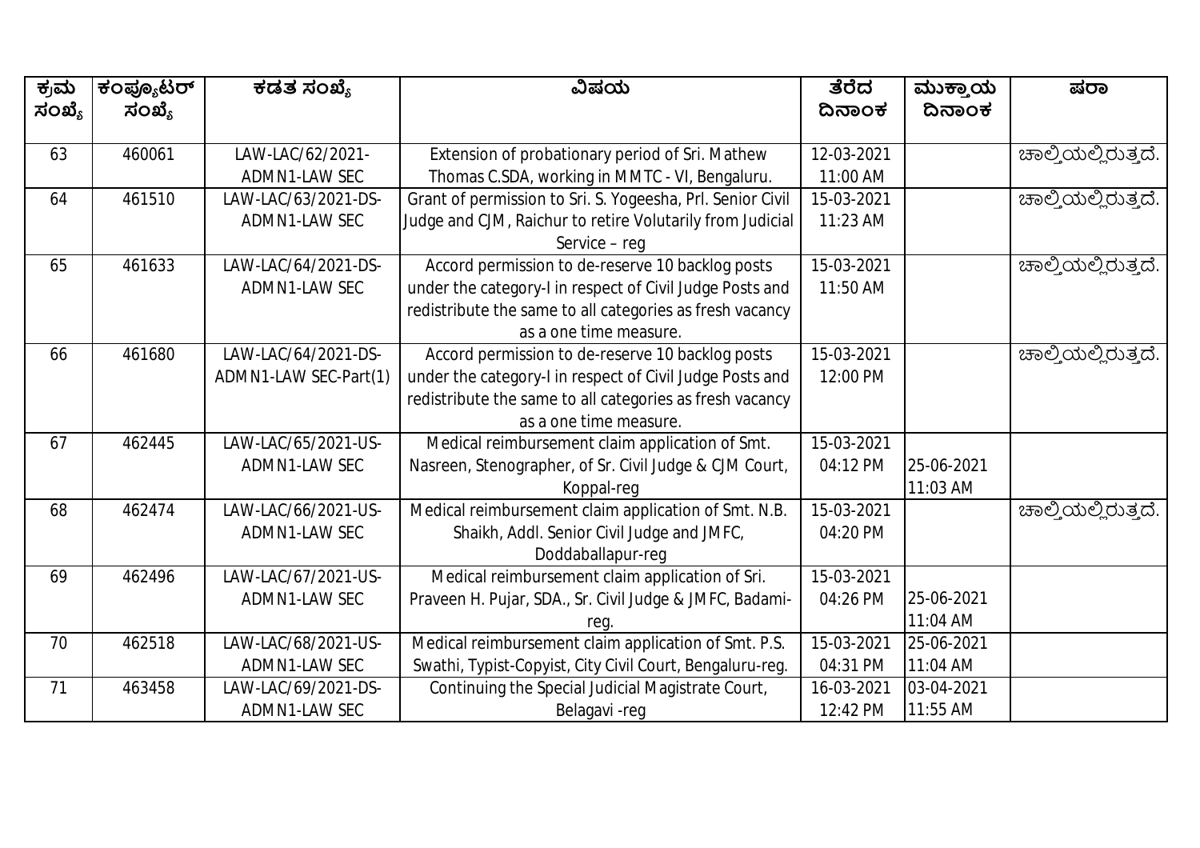| ಕ್ರಮ ಸಂಖ್ಯೆ | ಕಂಪ್ಯೂಟರ್ ಸಂಖ್ಯೆ | ಕಡತ ಸಂಖ್ಯೆ | ವಿಷಯ | ತೆರೆದ ದಿನಾಂಕ | ಮುಕ್ತಾಯ ದಿನಾಂಕ | ಷರಾ |
|---|---|---|---|---|---|---|
| 63 | 460061 | LAW-LAC/62/2021-ADMN1-LAW SEC | Extension of probationary period of Sri. Mathew Thomas C.SDA, working in MMTC - VI, Bengaluru. | 12-03-2021 11:00 AM | | ಚಾಲ್ತಿಯಲ್ಲಿರುತ್ತದೆ. |
| 64 | 461510 | LAW-LAC/63/2021-DS-ADMN1-LAW SEC | Grant of permission to Sri. S. Yogeesha, Prl. Senior Civil Judge and CJM, Raichur to retire Volutarily from Judicial Service – reg | 15-03-2021 11:23 AM | | ಚಾಲ್ತಿಯಲ್ಲಿರುತ್ತದೆ. |
| 65 | 461633 | LAW-LAC/64/2021-DS-ADMN1-LAW SEC | Accord permission to de-reserve 10 backlog posts under the category-I in respect of Civil Judge Posts and redistribute the same to all categories as fresh vacancy as a one time measure. | 15-03-2021 11:50 AM | | ಚಾಲ್ತಿಯಲ್ಲಿರುತ್ತದೆ. |
| 66 | 461680 | LAW-LAC/64/2021-DS-ADMN1-LAW SEC-Part(1) | Accord permission to de-reserve 10 backlog posts under the category-I in respect of Civil Judge Posts and redistribute the same to all categories as fresh vacancy as a one time measure. | 15-03-2021 12:00 PM | | ಚಾಲ್ತಿಯಲ್ಲಿರುತ್ತದೆ. |
| 67 | 462445 | LAW-LAC/65/2021-US-ADMN1-LAW SEC | Medical reimbursement claim application of Smt. Nasreen, Stenographer, of Sr. Civil Judge & CJM Court, Koppal-reg | 15-03-2021 04:12 PM | 25-06-2021 11:03 AM | |
| 68 | 462474 | LAW-LAC/66/2021-US-ADMN1-LAW SEC | Medical reimbursement claim application of Smt. N.B. Shaikh, Addl. Senior Civil Judge and JMFC, Doddaballapur-reg | 15-03-2021 04:20 PM | | ಚಾಲ್ತಿಯಲ್ಲಿರುತ್ತದೆ. |
| 69 | 462496 | LAW-LAC/67/2021-US-ADMN1-LAW SEC | Medical reimbursement claim application of Sri. Praveen H. Pujar, SDA., Sr. Civil Judge & JMFC, Badami-reg. | 15-03-2021 04:26 PM | 25-06-2021 11:04 AM | |
| 70 | 462518 | LAW-LAC/68/2021-US-ADMN1-LAW SEC | Medical reimbursement claim application of Smt. P.S. Swathi, Typist-Copyist, City Civil Court, Bengaluru-reg. | 15-03-2021 04:31 PM | 25-06-2021 11:04 AM | |
| 71 | 463458 | LAW-LAC/69/2021-DS-ADMN1-LAW SEC | Continuing the Special Judicial Magistrate Court, Belagavi -reg | 16-03-2021 12:42 PM | 03-04-2021 11:55 AM | |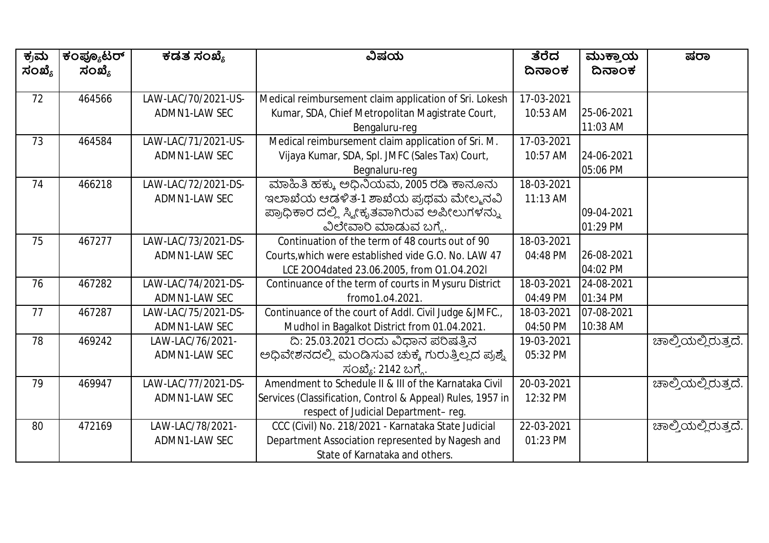| ಕ್ರಮ ಸಂಖ್ಯೆ | ಕಂಪ್ಯೂಟರ್ ಸಂಖ್ಯೆ | ಕಡತ ಸಂಖ್ಯೆ | ವಿಷಯ | ತೆರೆದ ದಿನಾಂಕ | ಮುಕ್ತಾಯ ದಿನಾಂಕ | ಷರಾ |
|---|---|---|---|---|---|---|
| 72 | 464566 | LAW-LAC/70/2021-US-ADMN1-LAW SEC | Medical reimbursement claim application of Sri. Lokesh Kumar, SDA, Chief Metropolitan Magistrate Court, Bengaluru-reg | 17-03-2021 10:53 AM | 25-06-2021 11:03 AM | |
| 73 | 464584 | LAW-LAC/71/2021-US-ADMN1-LAW SEC | Medical reimbursement claim application of Sri. M. Vijaya Kumar, SDA, Spl. JMFC (Sales Tax) Court, Begnaluru-reg | 17-03-2021 10:57 AM | 24-06-2021 05:06 PM | |
| 74 | 466218 | LAW-LAC/72/2021-DS-ADMN1-LAW SEC | ಮಾಹಿತಿ ಹಕ್ಕು ಅಧಿನಿಯಮ, 2005 ರಡಿ ಕಾನೂನು ಇಲಾಖೆಯ ಆಡಳಿತ-1 ಶಾಖೆಯ ಪ್ರಥಮ ಮೇಲ್ಮನವಿ ಪ್ರಾಧಿಕಾರ ದಲ್ಲಿ ಸ್ವೀಕೃತವಾಗಿರುವ ಅಪೀಲುಗಳನ್ನು ವಿಲೇವಾರಿ ಮಾಡುವ ಬಗ್ಗೆ. | 18-03-2021 11:13 AM | 09-04-2021 01:29 PM | |
| 75 | 467277 | LAW-LAC/73/2021-DS-ADMN1-LAW SEC | Continuation of the term of 48 courts out of 90 Courts,which were established vide G.O. No. LAW 47 LCE 2OO4dated 23.06.2005, from O1.O4.2O2l | 18-03-2021 04:48 PM | 26-08-2021 04:02 PM | |
| 76 | 467282 | LAW-LAC/74/2021-DS-ADMN1-LAW SEC | Continuance of the term of courts in Mysuru District fromo1.o4.2021. | 18-03-2021 04:49 PM | 24-08-2021 01:34 PM | |
| 77 | 467287 | LAW-LAC/75/2021-DS-ADMN1-LAW SEC | Continuance of the court of Addl. Civil Judge &JMFC., Mudhol in Bagalkot District from 01.04.2021. | 18-03-2021 04:50 PM | 07-08-2021 10:38 AM | |
| 78 | 469242 | LAW-LAC/76/2021-ADMN1-LAW SEC | ದಿ: 25.03.2021 ರಂದು ವಿಧಾನ ಪರಿಷತ್ತಿನ ಅಧಿವೇಶನದಲ್ಲಿ ಮಂಡಿಸುವ ಚುಕ್ಕೆ ಗುರುತ್ತಿಲ್ಲದ ಪ್ರಶ್ನೆ ಸಂಖ್ಯೆ: 2142 ಬಗ್ಗೆ. | 19-03-2021 05:32 PM | | ಚಾಲ್ತಿಯಲ್ಲಿರುತ್ತದೆ. |
| 79 | 469947 | LAW-LAC/77/2021-DS-ADMN1-LAW SEC | Amendment to Schedule II & III of the Karnataka Civil Services (Classification, Control & Appeal) Rules, 1957 in respect of Judicial Department– reg. | 20-03-2021 12:32 PM | | ಚಾಲ್ತಿಯಲ್ಲಿರುತ್ತದೆ. |
| 80 | 472169 | LAW-LAC/78/2021-ADMN1-LAW SEC | CCC (Civil) No. 218/2021 - Karnataka State Judicial Department Association represented by Nagesh and State of Karnataka and others. | 22-03-2021 01:23 PM | | ಚಾಲ್ತಿಯಲ್ಲಿರುತ್ತದೆ. |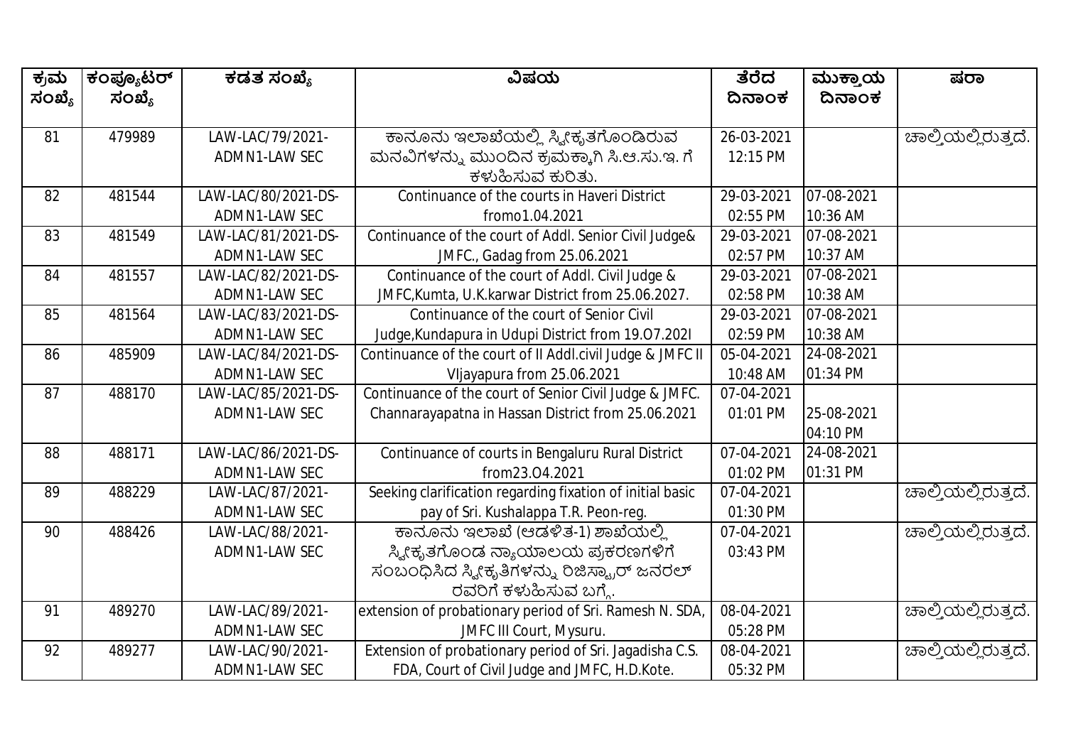| ಕ್ರಮ ಸಂಖ್ಯೆ | ಕಂಪ್ಯೂಟರ್ ಸಂಖ್ಯೆ | ಕಡತ ಸಂಖ್ಯೆ | ವಿಷಯ | ತೆರೆದ ದಿನಾಂಕ | ಮುಕ್ತಾಯ ದಿನಾಂಕ | ಷರಾ |
|---|---|---|---|---|---|---|
| 81 | 479989 | LAW-LAC/79/2021-ADMN1-LAW SEC | ಕಾನೂನು ಇಲಾಖೆಯಲ್ಲಿ ಸ್ವೀಕೃತಗೊಂಡಿರುವ ಮನವಿಗಳನ್ನು ಮುಂದಿನ ಕ್ರಮಕ್ಕಾಗಿ ಸಿ.ಆ.ಸು.ಇ. ಗೆ ಕಳುಹಿಸುವ ಕುರಿತು. | 26-03-2021 12:15 PM | | ಚಾಲ್ತಿಯಲ್ಲಿರುತ್ತದೆ. |
| 82 | 481544 | LAW-LAC/80/2021-DS-ADMN1-LAW SEC | Continuance of the courts in Haveri District fromo1.04.2021 | 29-03-2021 02:55 PM | 07-08-2021 10:36 AM | |
| 83 | 481549 | LAW-LAC/81/2021-DS-ADMN1-LAW SEC | Continuance of the court of Addl. Senior Civil Judge& JMFC., Gadag from 25.06.2021 | 29-03-2021 02:57 PM | 07-08-2021 10:37 AM | |
| 84 | 481557 | LAW-LAC/82/2021-DS-ADMN1-LAW SEC | Continuance of the court of Addl. Civil Judge & JMFC,Kumta, U.K.karwar District from 25.06.2027. | 29-03-2021 02:58 PM | 07-08-2021 10:38 AM | |
| 85 | 481564 | LAW-LAC/83/2021-DS-ADMN1-LAW SEC | Continuance of the court of Senior Civil Judge,Kundapura in Udupi District from 19.O7.202l | 29-03-2021 02:59 PM | 07-08-2021 10:38 AM | |
| 86 | 485909 | LAW-LAC/84/2021-DS-ADMN1-LAW SEC | Continuance of the court of II Addl.civil Judge & JMFC II VIjayapura from 25.06.2021 | 05-04-2021 10:48 AM | 24-08-2021 01:34 PM | |
| 87 | 488170 | LAW-LAC/85/2021-DS-ADMN1-LAW SEC | Continuance of the court of Senior Civil Judge & JMFC. Channarayapatna in Hassan District from 25.06.2021 | 07-04-2021 01:01 PM | 25-08-2021 04:10 PM | |
| 88 | 488171 | LAW-LAC/86/2021-DS-ADMN1-LAW SEC | Continuance of courts in Bengaluru Rural District from23.O4.2021 | 07-04-2021 01:02 PM | 24-08-2021 01:31 PM | |
| 89 | 488229 | LAW-LAC/87/2021-ADMN1-LAW SEC | Seeking clarification regarding fixation of initial basic pay of Sri. Kushalappa T.R. Peon-reg. | 07-04-2021 01:30 PM | | ಚಾಲ್ತಿಯಲ್ಲಿರುತ್ತದೆ. |
| 90 | 488426 | LAW-LAC/88/2021-ADMN1-LAW SEC | ಕಾನೂನು ಇಲಾಖೆ (ಆಡಳಿತ-1) ಶಾಖೆಯಲ್ಲಿ ಸ್ವೀಕೃತಗೊಂಡ ನ್ಯಾಯಾಲಯ ಪ್ರಕರಣಗಳಿಗೆ ಸಂಬಂಧಿಸಿದ ಸ್ವೀಕೃತಿಗಳನ್ನು ರಿಜಿಸ್ಟ್ರಾರ್ ಜನರಲ್ ರವರಿಗೆ ಕಳುಹಿಸುವ ಬಗ್ಗೆ. | 07-04-2021 03:43 PM | | ಚಾಲ್ತಿಯಲ್ಲಿರುತ್ತದೆ. |
| 91 | 489270 | LAW-LAC/89/2021-ADMN1-LAW SEC | extension of probationary period of Sri. Ramesh N. SDA, JMFC III Court, Mysuru. | 08-04-2021 05:28 PM | | ಚಾಲ್ತಿಯಲ್ಲಿರುತ್ತದೆ. |
| 92 | 489277 | LAW-LAC/90/2021-ADMN1-LAW SEC | Extension of probationary period of Sri. Jagadisha C.S. FDA, Court of Civil Judge and JMFC, H.D.Kote. | 08-04-2021 05:32 PM | | ಚಾಲ್ತಿಯಲ್ಲಿರುತ್ತದೆ. |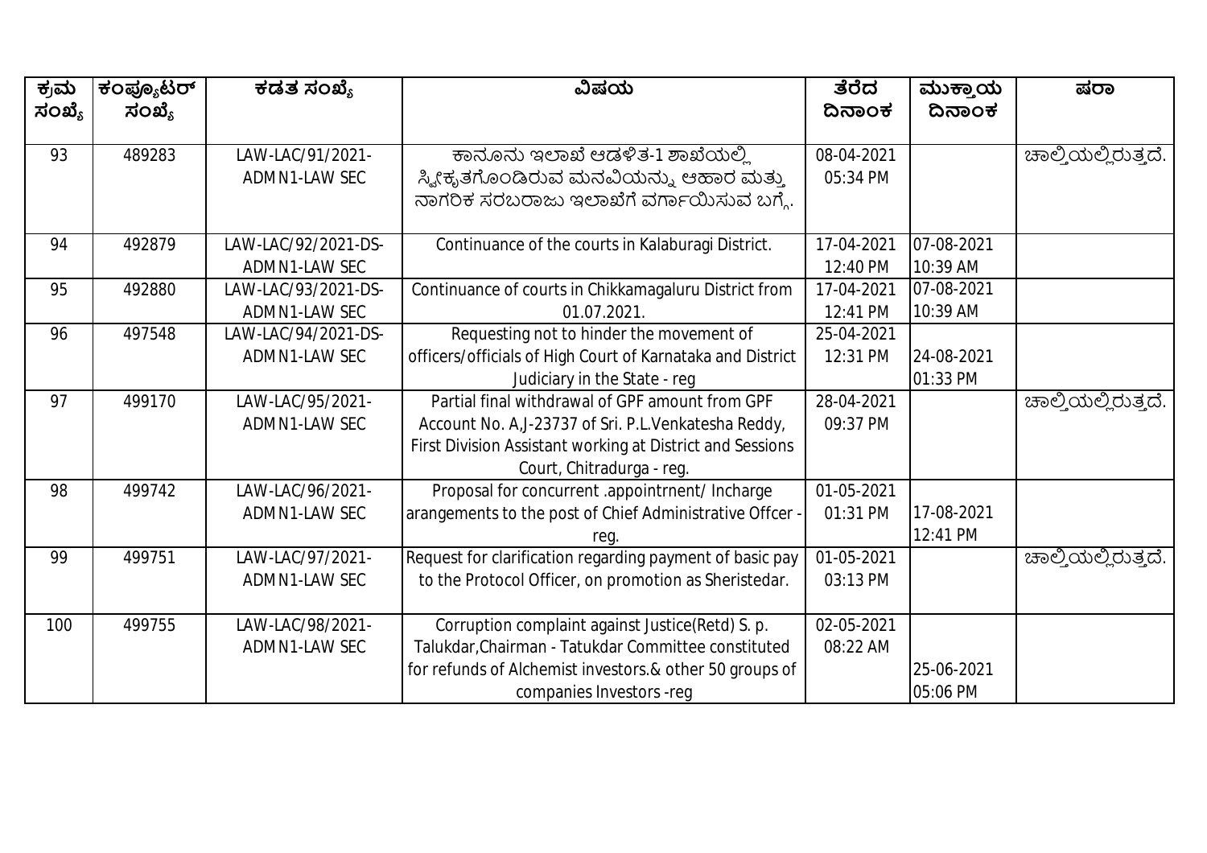| ಕ್ರಮ ಸಂಖ್ಯೆ | ಕಂಪ್ಯೂಟರ್ ಸಂಖ್ಯೆ | ಕಡತ ಸಂಖ್ಯೆ | ವಿಷಯ | ತೆರೆದ ದಿನಾಂಕ | ಮುಕ್ತಾಯ ದಿನಾಂಕ | ಷರಾ |
|---|---|---|---|---|---|---|
| 93 | 489283 | LAW-LAC/91/2021-ADMN1-LAW SEC | ಕಾನೂನು ಇಲಾಖೆ ಆಡಳಿತ-1 ಶಾಖೆಯಲ್ಲಿ ಸ್ವೀಕೃತಗೊಂಡಿರುವ ಮನವಿಯನ್ನು ಆಹಾರ ಮತ್ತು ನಾಗರಿಕ ಸರಬರಾಜು ಇಲಾಖೆಗೆ ವರ್ಗಾಯಿಸುವ ಬಗ್ಗೆ. | 08-04-2021 05:34 PM | | ಚಾಲ್ತಿಯಲ್ಲಿರುತ್ತದೆ. |
| 94 | 492879 | LAW-LAC/92/2021-DS-ADMN1-LAW SEC | Continuance of the courts in Kalaburagi District. | 17-04-2021 12:40 PM | 07-08-2021 10:39 AM | |
| 95 | 492880 | LAW-LAC/93/2021-DS-ADMN1-LAW SEC | Continuance of courts in Chikkamagaluru District from 01.07.2021. | 17-04-2021 12:41 PM | 07-08-2021 10:39 AM | |
| 96 | 497548 | LAW-LAC/94/2021-DS-ADMN1-LAW SEC | Requesting not to hinder the movement of officers/officials of High Court of Karnataka and District Judiciary in the State - reg | 25-04-2021 12:31 PM | 24-08-2021 01:33 PM | |
| 97 | 499170 | LAW-LAC/95/2021-ADMN1-LAW SEC | Partial final withdrawal of GPF amount from GPF Account No. A.J-23737 of Sri. P.L.Venkatesha Reddy, First Division Assistant working at District and Sessions Court, Chitradurga - reg. | 28-04-2021 09:37 PM | | ಚಾಲ್ತಿಯಲ್ಲಿರುತ್ತದೆ. |
| 98 | 499742 | LAW-LAC/96/2021-ADMN1-LAW SEC | Proposal for concurrent .appointrnent/ Incharge arangements to the post of Chief Administrative Offcer - reg. | 01-05-2021 01:31 PM | 17-08-2021 12:41 PM | |
| 99 | 499751 | LAW-LAC/97/2021-ADMN1-LAW SEC | Request for clarification regarding payment of basic pay to the Protocol Officer, on promotion as Sheristedar. | 01-05-2021 03:13 PM | | ಚಾಲ್ತಿಯಲ್ಲಿರುತ್ತದೆ. |
| 100 | 499755 | LAW-LAC/98/2021-ADMN1-LAW SEC | Corruption complaint against Justice(Retd) S. p. Talukdar,Chairman - Tatukdar Committee constituted for refunds of Alchemist investors.& other 50 groups of companies Investors -reg | 02-05-2021 08:22 AM | 25-06-2021 05:06 PM | |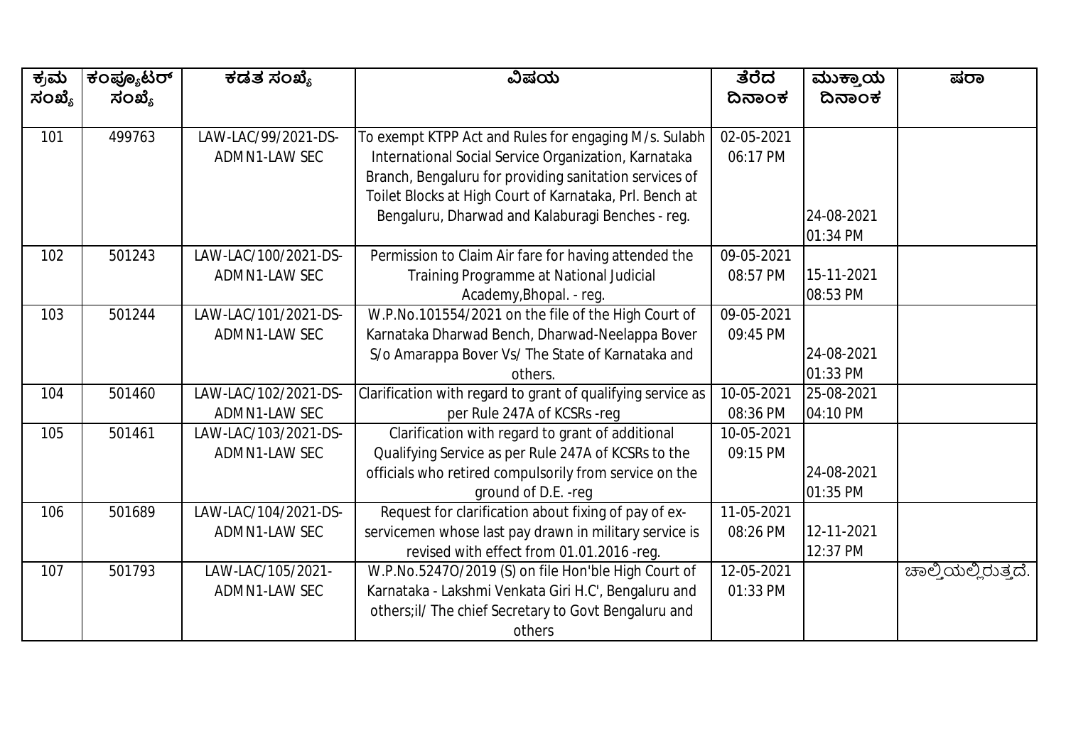| ಕ್ರಮ ಸಂಖ್ಯೆ | ಕಂಪ್ಯೂಟರ್ ಸಂಖ್ಯೆ | ಕಡತ ಸಂಖ್ಯೆ | ವಿಷಯ | ತೆರೆದ ದಿನಾಂಕ | ಮುಕ್ತಾಯ ದಿನಾಂಕ | ಷರಾ |
|---|---|---|---|---|---|---|
| 101 | 499763 | LAW-LAC/99/2021-DS-ADMN1-LAW SEC | To exempt KTPP Act and Rules for engaging M/s. Sulabh International Social Service Organization, Karnataka Branch, Bengaluru for providing sanitation services of Toilet Blocks at High Court of Karnataka, Prl. Bench at Bengaluru, Dharwad and Kalaburagi Benches - reg. | 02-05-2021 06:17 PM | 24-08-2021 01:34 PM | |
| 102 | 501243 | LAW-LAC/100/2021-DS-ADMN1-LAW SEC | Permission to Claim Air fare for having attended the Training Programme at National Judicial Academy,Bhopal. - reg. | 09-05-2021 08:57 PM | 15-11-2021 08:53 PM | |
| 103 | 501244 | LAW-LAC/101/2021-DS-ADMN1-LAW SEC | W.P.No.101554/2021 on the file of the High Court of Karnataka Dharwad Bench, Dharwad-Neelappa Bover S/o Amarappa Bover Vs/ The State of Karnataka and others. | 09-05-2021 09:45 PM | 24-08-2021 01:33 PM | |
| 104 | 501460 | LAW-LAC/102/2021-DS-ADMN1-LAW SEC | Clarification with regard to grant of qualifying service as per Rule 247A of KCSRs -reg | 10-05-2021 08:36 PM | 25-08-2021 04:10 PM | |
| 105 | 501461 | LAW-LAC/103/2021-DS-ADMN1-LAW SEC | Clarification with regard to grant of additional Qualifying Service as per Rule 247A of KCSRs to the officials who retired compulsorily from service on the ground of D.E. -reg | 10-05-2021 09:15 PM | 24-08-2021 01:35 PM | |
| 106 | 501689 | LAW-LAC/104/2021-DS-ADMN1-LAW SEC | Request for clarification about fixing of pay of ex-servicemen whose last pay drawn in military service is revised with effect from 01.01.2016 -reg. | 11-05-2021 08:26 PM | 12-11-2021 12:37 PM | |
| 107 | 501793 | LAW-LAC/105/2021-ADMN1-LAW SEC | W.P.No.5247O/2019 (S) on file Hon'ble High Court of Karnataka - Lakshmi Venkata Giri H.C', Bengaluru and others;il/ The chief Secretary to Govt Bengaluru and others | 12-05-2021 01:33 PM | | ಚಾಲ್ತಿಯಲ್ಲಿರುತ್ತದೆ. |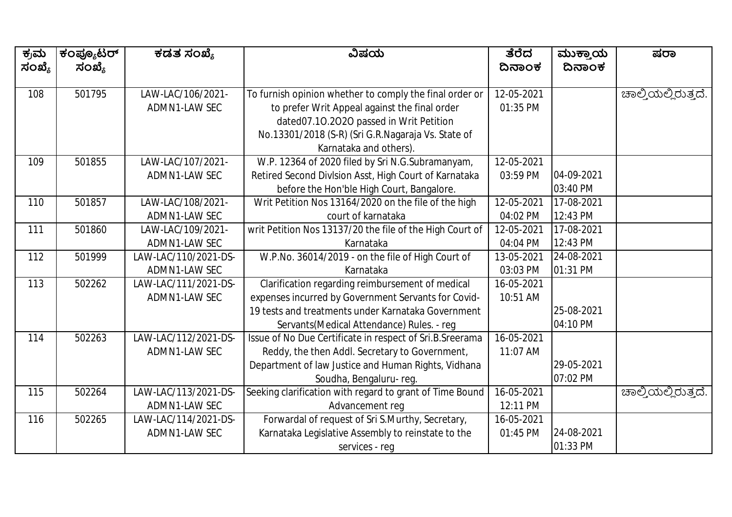| ಕ್ರಮ ಸಂಖ್ಯೆ | ಕಂಪ್ಯೂಟರ್ ಸಂಖ್ಯೆ | ಕಡತ ಸಂಖ್ಯೆ | ವಿಷಯ | ತೆರೆದ ದಿನಾಂಕ | ಮುಕ್ತಾಯ ದಿನಾಂಕ | ಷರಾ |
|---|---|---|---|---|---|---|
| 108 | 501795 | LAW-LAC/106/2021-ADMN1-LAW SEC | To furnish opinion whether to comply the final order or to prefer Writ Appeal against the final order dated07.1O.2O2O passed in Writ Petition No.13301/2018 (S-R) (Sri G.R.Nagaraja Vs. State of Karnataka and others). | 12-05-2021 01:35 PM | | ಚಾಲ್ತಿಯಲ್ಲಿರುತ್ತದೆ. |
| 109 | 501855 | LAW-LAC/107/2021-ADMN1-LAW SEC | W.P. 12364 of 2020 filed by Sri N.G.Subramanyam, Retired Second Divlsion Asst, High Court of Karnataka before the Hon'ble High Court, Bangalore. | 12-05-2021 03:59 PM | 04-09-2021 03:40 PM | |
| 110 | 501857 | LAW-LAC/108/2021-ADMN1-LAW SEC | Writ Petition Nos 13164/2020 on the file of the high court of karnataka | 12-05-2021 04:02 PM | 17-08-2021 12:43 PM | |
| 111 | 501860 | LAW-LAC/109/2021-ADMN1-LAW SEC | writ Petition Nos 13137/20 the file of the High Court of Karnataka | 12-05-2021 04:04 PM | 17-08-2021 12:43 PM | |
| 112 | 501999 | LAW-LAC/110/2021-DS-ADMN1-LAW SEC | W.P.No. 36014/2019 - on the file of High Court of Karnataka | 13-05-2021 03:03 PM | 24-08-2021 01:31 PM | |
| 113 | 502262 | LAW-LAC/111/2021-DS-ADMN1-LAW SEC | Clarification regarding reimbursement of medical expenses incurred by Government Servants for Covid-19 tests and treatments under Karnataka Government Servants(Medical Attendance) Rules. - reg | 16-05-2021 10:51 AM | 25-08-2021 04:10 PM | |
| 114 | 502263 | LAW-LAC/112/2021-DS-ADMN1-LAW SEC | Issue of No Due Certificate in respect of Sri.B.Sreerama Reddy, the then Addl. Secretary to Government, Department of law Justice and Human Rights, Vidhana Soudha, Bengaluru- reg. | 16-05-2021 11:07 AM | 29-05-2021 07:02 PM | |
| 115 | 502264 | LAW-LAC/113/2021-DS-ADMN1-LAW SEC | Seeking clarification with regard to grant of Time Bound Advancement reg | 16-05-2021 12:11 PM | | ಚಾಲ್ತಿಯಲ್ಲಿರುತ್ತದೆ. |
| 116 | 502265 | LAW-LAC/114/2021-DS-ADMN1-LAW SEC | Forwardal of request of Sri S.Murthy, Secretary, Karnataka Legislative Assembly to reinstate to the services - reg | 16-05-2021 01:45 PM | 24-08-2021 01:33 PM | |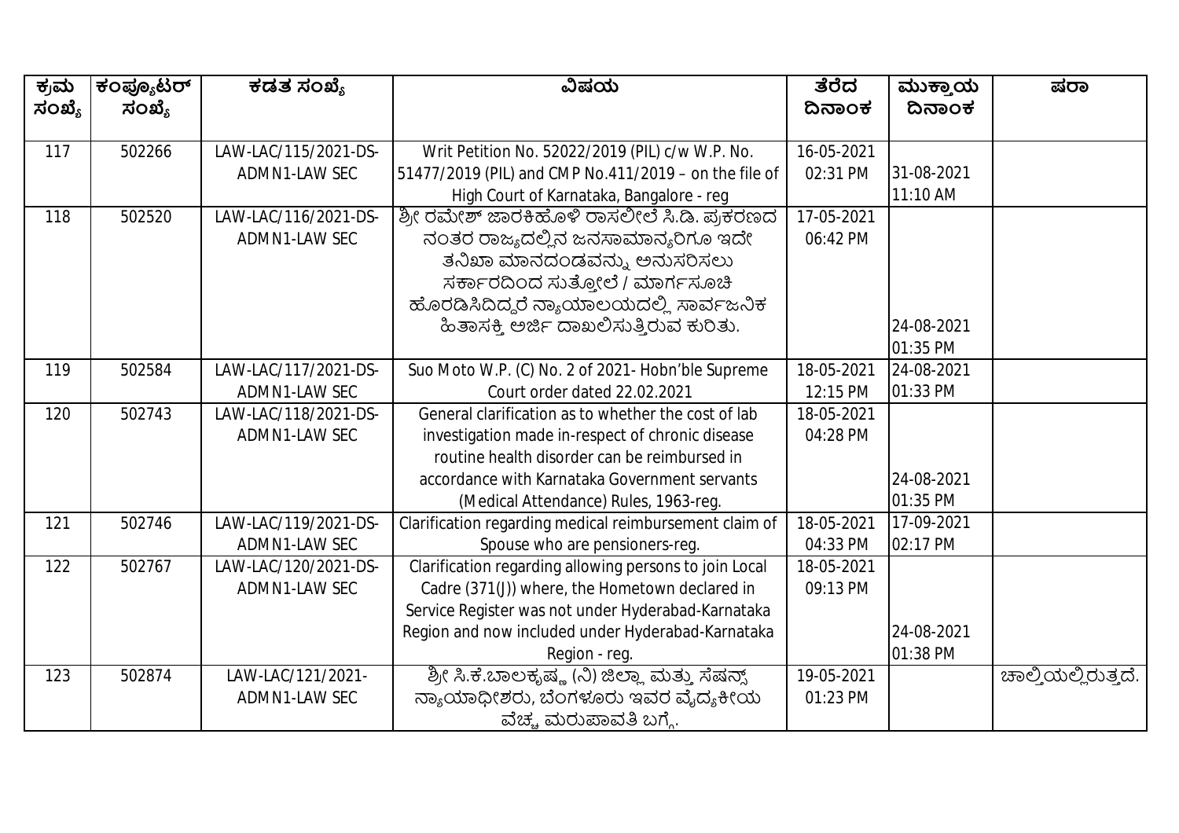| ಕ್ರಮ ಸಂಖ್ಯೆ | ಕಂಪ್ಯೂಟರ್ ಸಂಖ್ಯೆ | ಕಡತ ಸಂಖ್ಯೆ | ವಿಷಯ | ತೆರೆದ ದಿನಾಂಕ | ಮುಕ್ತಾಯ ದಿನಾಂಕ | ಷರಾ |
|---|---|---|---|---|---|---|
| 117 | 502266 | LAW-LAC/115/2021-DS-ADMN1-LAW SEC | Writ Petition No. 52022/2019 (PIL) c/w W.P. No. 51477/2019 (PIL) and CMP No.411/2019 – on the file of High Court of Karnataka, Bangalore - reg | 16-05-2021 02:31 PM | 31-08-2021 11:10 AM | |
| 118 | 502520 | LAW-LAC/116/2021-DS-ADMN1-LAW SEC | ಶ್ರೀ ರಮೇಶ್ ಜಾರಕಿಹೊಳಿ ರಾಸಲೀಲೆ ಸಿ.ಡಿ. ಪ್ರಕರಣದ ನಂತರ ರಾಜ್ಯದಲ್ಲಿನ ಜನಸಾಮಾನ್ಯರಿಗೂ ಇದೇ ತನಿಖಾ ಮಾನದಂಡವನ್ನು ಅನುಸರಿಸಲು ಸರ್ಕಾರದಿಂದ ಸುತ್ತೋಲೆ / ಮಾರ್ಗಸೂಚಿ ಹೊರಡಿಸಿದಿದ್ದರೆ ನ್ಯಾಯಾಲಯದಲ್ಲಿ ಸಾರ್ವಜನಿಕ ಹಿತಾಸಕ್ತಿ ಅರ್ಜಿ ದಾಖಲಿಸುತ್ತಿರುವ ಕುರಿತು. | 17-05-2021 06:42 PM | 24-08-2021 01:35 PM | |
| 119 | 502584 | LAW-LAC/117/2021-DS-ADMN1-LAW SEC | Suo Moto W.P. (C) No. 2 of 2021- Hobn'ble Supreme Court order dated 22.02.2021 | 18-05-2021 12:15 PM | 24-08-2021 01:33 PM | |
| 120 | 502743 | LAW-LAC/118/2021-DS-ADMN1-LAW SEC | General clarification as to whether the cost of lab investigation made in-respect of chronic disease routine health disorder can be reimbursed in accordance with Karnataka Government servants (Medical Attendance) Rules, 1963-reg. | 18-05-2021 04:28 PM | 24-08-2021 01:35 PM | |
| 121 | 502746 | LAW-LAC/119/2021-DS-ADMN1-LAW SEC | Clarification regarding medical reimbursement claim of Spouse who are pensioners-reg. | 18-05-2021 04:33 PM | 17-09-2021 02:17 PM | |
| 122 | 502767 | LAW-LAC/120/2021-DS-ADMN1-LAW SEC | Clarification regarding allowing persons to join Local Cadre (371(J)) where, the Hometown declared in Service Register was not under Hyderabad-Karnataka Region and now included under Hyderabad-Karnataka Region - reg. | 18-05-2021 09:13 PM | 24-08-2021 01:38 PM | |
| 123 | 502874 | LAW-LAC/121/2021-ADMN1-LAW SEC | ಶ್ರೀ ಸಿ.ಕೆ.ಬಾಲಕೃಷ್ಣ (ನಿ) ಜಿಲ್ಲಾ ಮತ್ತು ಸೆಷನ್ಸ್ ನ್ಯಾಯಾಧೀಶರು, ಬೆಂಗಳೂರು ಇವರ ವೈದ್ಯಕೀಯ ವೆಚ್ಚ ಮರುಪಾವತಿ ಬಗ್ಗೆ. | 19-05-2021 01:23 PM | | ಚಾಲ್ತಿಯಲ್ಲಿರುತ್ತದೆ. |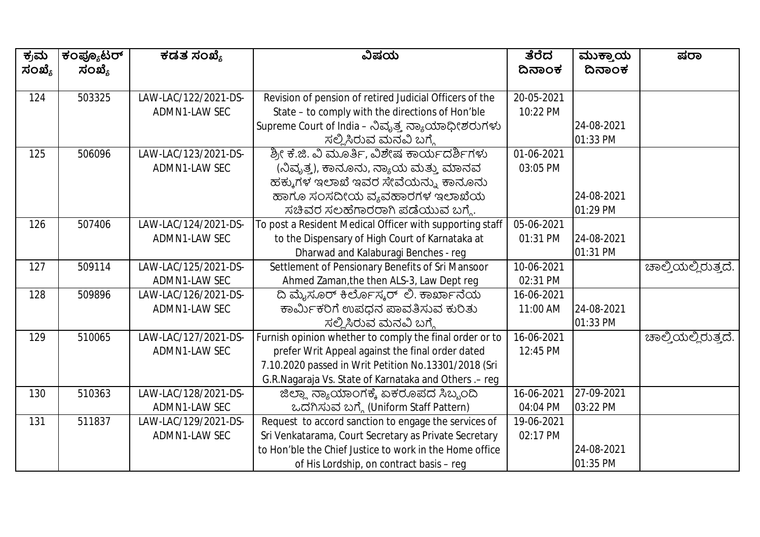| ಕ್ರಮ ಸಂಖ್ಯೆ | ಕಂಪ್ಯೂಟರ್ ಸಂಖ್ಯೆ | ಕಡತ ಸಂಖ್ಯೆ | ವಿಷಯ | ತೆರೆದ ದಿನಾಂಕ | ಮುಕ್ತಾಯ ದಿನಾಂಕ | ಷರಾ |
|---|---|---|---|---|---|---|
| 124 | 503325 | LAW-LAC/122/2021-DS-ADMN1-LAW SEC | Revision of pension of retired Judicial Officers of the State – to comply with the directions of Hon'ble Supreme Court of India – ನಿವೃತ್ತ ನ್ಯಾಯಾಧೀಶರುಗಳು ಸಲ್ಲಿಸಿರುವ ಮನವಿ ಬಗ್ಗೆ | 20-05-2021 10:22 PM | 24-08-2021 01:33 PM | |
| 125 | 506096 | LAW-LAC/123/2021-DS-ADMN1-LAW SEC | ಶ್ರೀ ಕೆ.ಜಿ. ವಿ ಮೂರ್ತಿ, ವಿಶೇಷ ಕಾರ್ಯದರ್ಶಿಗಳು (ನಿವೃತ್ತ), ಕಾನೂನು, ನ್ಯಾಯ ಮತ್ತು ಮಾನವ ಹಕ್ಕುಗಳ ಇಲಾಖೆ ಇವರ ಸೇವೆಯನ್ನು ಕಾನೂನು ಹಾಗೂ ಸಂಸದೀಯ ವ್ಯವಹಾರಗಳ ಇಲಾಖೆಯ ಸಚಿವರ ಸಲಹೆಗಾರರಾಗಿ ಪಡೆಯುವ ಬಗ್ಗೆ. | 01-06-2021 03:05 PM | 24-08-2021 01:29 PM | |
| 126 | 507406 | LAW-LAC/124/2021-DS-ADMN1-LAW SEC | To post a Resident Medical Officer with supporting staff to the Dispensary of High Court of Karnataka at Dharwad and Kalaburagi Benches - reg | 05-06-2021 01:31 PM | 24-08-2021 01:31 PM | |
| 127 | 509114 | LAW-LAC/125/2021-DS-ADMN1-LAW SEC | Settlement of Pensionary Benefits of Sri Mansoor Ahmed Zaman,the then ALS-3, Law Dept reg | 10-06-2021 02:31 PM | | ಚಾಲ್ತಿಯಲ್ಲಿರುತ್ತದೆ. |
| 128 | 509896 | LAW-LAC/126/2021-DS-ADMN1-LAW SEC | ದಿ ಮೈಸೂರ್ ಕಿರ್ಲೋಸ್ಕರ್ ಲಿ. ಕಾರ್ಖಾನೆಯ ಕಾರ್ಮಿಕರಿಗೆ ಉಪಧನ ಪಾವತಿಸುವ ಕುರಿತು ಸಲ್ಲಿಸಿರುವ ಮನವಿ ಬಗ್ಗೆ | 16-06-2021 11:00 AM | 24-08-2021 01:33 PM | |
| 129 | 510065 | LAW-LAC/127/2021-DS-ADMN1-LAW SEC | Furnish opinion whether to comply the final order or to prefer Writ Appeal against the final order dated 7.10.2020 passed in Writ Petition No.13301/2018 (Sri G.R.Nagaraja Vs. State of Karnataka and Others .– reg | 16-06-2021 12:45 PM | | ಚಾಲ್ತಿಯಲ್ಲಿರುತ್ತದೆ. |
| 130 | 510363 | LAW-LAC/128/2021-DS-ADMN1-LAW SEC | ಜಿಲ್ಲಾ ನ್ಯಾಯಾಂಗಕ್ಕೆ ಏಕರೂಪದ ಸಿಬ್ಬಂದಿ ಒದಗಿಸುವ ಬಗ್ಗೆ (Uniform Staff Pattern) | 16-06-2021 04:04 PM | 27-09-2021 03:22 PM | |
| 131 | 511837 | LAW-LAC/129/2021-DS-ADMN1-LAW SEC | Request to accord sanction to engage the services of Sri Venkatarama, Court Secretary as Private Secretary to Hon'ble the Chief Justice to work in the Home office of His Lordship, on contract basis – reg | 19-06-2021 02:17 PM | 24-08-2021 01:35 PM | |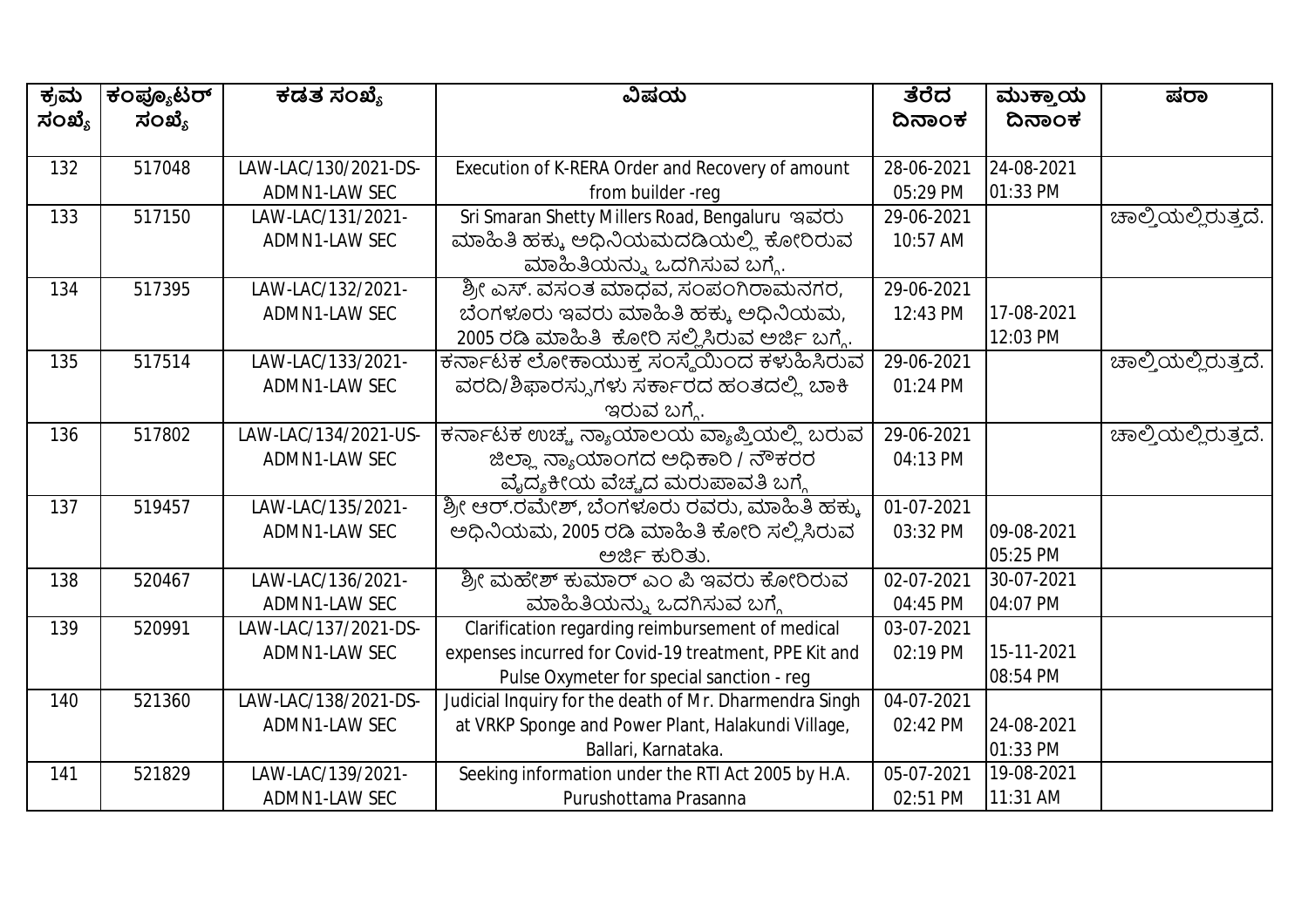| ಕ್ರಮ ಸಂಖ್ಯೆ | ಕಂಪ್ಯೂಟರ್ ಸಂಖ್ಯೆ | ಕಡತ ಸಂಖ್ಯೆ | ವಿಷಯ | ತೆರೆದ ದಿನಾಂಕ | ಮುಕ್ತಾಯ ದಿನಾಂಕ | ಷರಾ |
|---|---|---|---|---|---|---|
| 132 | 517048 | LAW-LAC/130/2021-DS-ADMN1-LAW SEC | Execution of K-RERA Order and Recovery of amount from builder -reg | 28-06-2021 05:29 PM | 24-08-2021 01:33 PM | |
| 133 | 517150 | LAW-LAC/131/2021-ADMN1-LAW SEC | Sri Smaran Shetty Millers Road, Bengaluru ಇವರು ಮಾಹಿತಿ ಹಕ್ಕು ಅಧಿನಿಯಮದಡಿಯಲ್ಲಿ ಕೋರಿರುವ ಮಾಹಿತಿಯನ್ನು ಒದಗಿಸುವ ಬಗ್ಗೆ. | 29-06-2021 10:57 AM | | ಚಾಲ್ತಿಯಲ್ಲಿರುತ್ತದೆ. |
| 134 | 517395 | LAW-LAC/132/2021-ADMN1-LAW SEC | ಶ್ರೀ ಎಸ್. ವಸಂತ ಮಾಧವ, ಸಂಪಂಗಿರಾಮನಗರ, ಬೆಂಗಳೂರು ಇವರು ಮಾಹಿತಿ ಹಕ್ಕು ಅಧಿನಿಯಮ, 2005 ರಡಿ ಮಾಹಿತಿ ಕೋರಿ ಸಲ್ಲಿಸಿರುವ ಅರ್ಜಿ ಬಗ್ಗೆ. | 29-06-2021 12:43 PM | 17-08-2021 12:03 PM | |
| 135 | 517514 | LAW-LAC/133/2021-ADMN1-LAW SEC | ಕರ್ನಾಟಕ ಲೋಕಾಯುಕ್ತ ಸಂಸ್ಥೆಯಿಂದ ಕಳುಹಿಸಿರುವ ವರದಿ/ಶಿಫಾರಸ್ಸುಗಳು ಸರ್ಕಾರದ ಹಂತದಲ್ಲಿ ಬಾಕಿ ಇರುವ ಬಗ್ಗೆ. | 29-06-2021 01:24 PM | | ಚಾಲ್ತಿಯಲ್ಲಿರುತ್ತದೆ. |
| 136 | 517802 | LAW-LAC/134/2021-US-ADMN1-LAW SEC | ಕರ್ನಾಟಕ ಉಚ್ಚ ನ್ಯಾಯಾಲಯ ವ್ಯಾಪ್ತಿಯಲ್ಲಿ ಬರುವ ಜಿಲ್ಲಾ ನ್ಯಾಯಾಂಗದ ಅಧಿಕಾರಿ / ನೌಕರರ ವೈದ್ಯಕೀಯ ವೆಚ್ಚದ ಮರುಪಾವತಿ ಬಗ್ಗೆ | 29-06-2021 04:13 PM | | ಚಾಲ್ತಿಯಲ್ಲಿರುತ್ತದೆ. |
| 137 | 519457 | LAW-LAC/135/2021-ADMN1-LAW SEC | ಶ್ರೀ ಆರ್.ರಮೇಶ್, ಬೆಂಗಳೂರು ರವರು, ಮಾಹಿತಿ ಹಕ್ಕು ಅಧಿನಿಯಮ, 2005 ರಡಿ ಮಾಹಿತಿ ಕೋರಿ ಸಲ್ಲಿಸಿರುವ ಅರ್ಜಿ ಕುರಿತು. | 01-07-2021 03:32 PM | 09-08-2021 05:25 PM | |
| 138 | 520467 | LAW-LAC/136/2021-ADMN1-LAW SEC | ಶ್ರೀ ಮಹೇಶ್ ಕುಮಾರ್ ಎಂ ಪಿ ಇವರು ಕೋರಿರುವ ಮಾಹಿತಿಯನ್ನು ಒದಗಿಸುವ ಬಗ್ಗೆ | 02-07-2021 04:45 PM | 30-07-2021 04:07 PM | |
| 139 | 520991 | LAW-LAC/137/2021-DS-ADMN1-LAW SEC | Clarification regarding reimbursement of medical expenses incurred for Covid-19 treatment, PPE Kit and Pulse Oxymeter for special sanction - reg | 03-07-2021 02:19 PM | 15-11-2021 08:54 PM | |
| 140 | 521360 | LAW-LAC/138/2021-DS-ADMN1-LAW SEC | Judicial Inquiry for the death of Mr. Dharmendra Singh at VRKP Sponge and Power Plant, Halakundi Village, Ballari, Karnataka. | 04-07-2021 02:42 PM | 24-08-2021 01:33 PM | |
| 141 | 521829 | LAW-LAC/139/2021-ADMN1-LAW SEC | Seeking information under the RTI Act 2005 by H.A. Purushottama Prasanna | 05-07-2021 02:51 PM | 19-08-2021 11:31 AM | |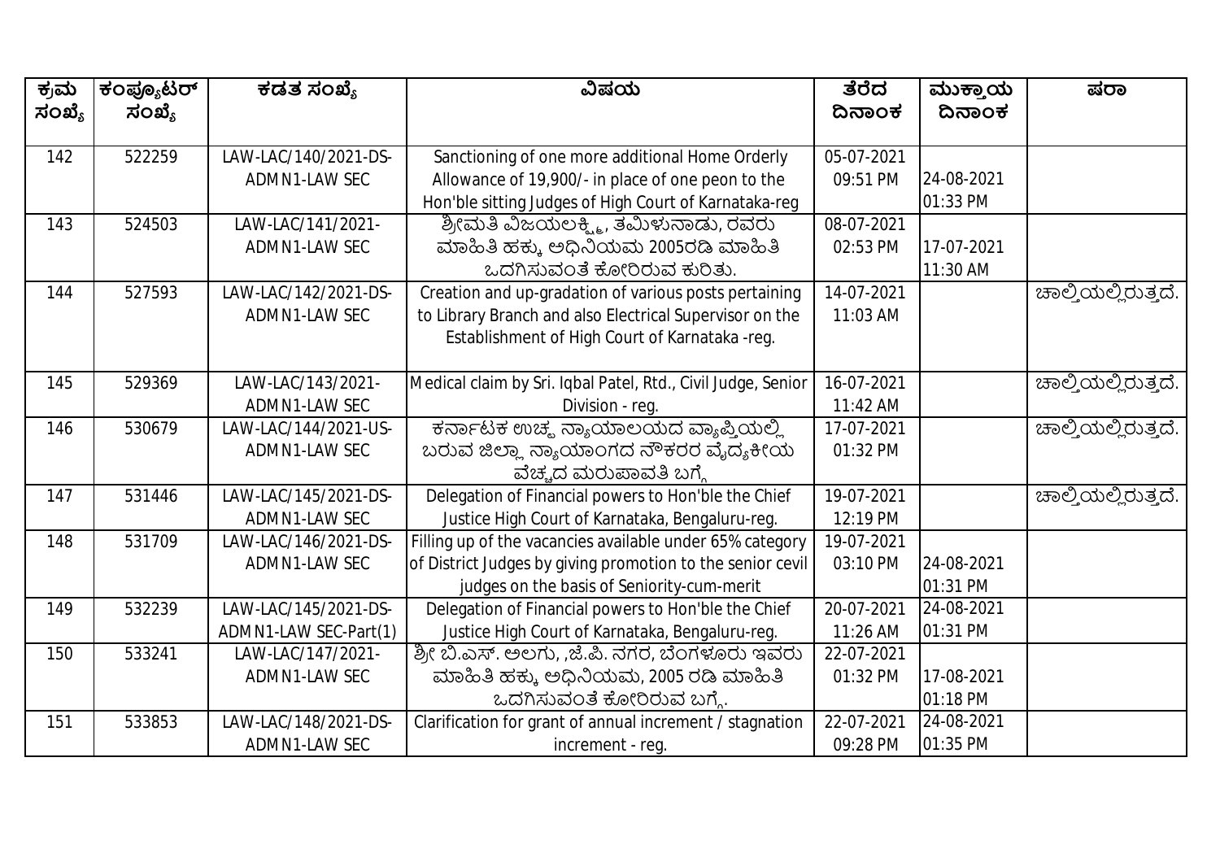| ಕ್ರಮ ಸಂಖ್ಯೆ | ಕಂಪ್ಯೂಟರ್ ಸಂಖ್ಯೆ | ಕಡತ ಸಂಖ್ಯೆ | ವಿಷಯ | ತೆರೆದ ದಿನಾಂಕ | ಮುಕ್ತಾಯ ದಿನಾಂಕ | ಷರಾ |
|---|---|---|---|---|---|---|
| 142 | 522259 | LAW-LAC/140/2021-DS-ADMN1-LAW SEC | Sanctioning of one more additional Home Orderly Allowance of 19,900/- in place of one peon to the Hon'ble sitting Judges of High Court of Karnataka-reg | 05-07-2021 09:51 PM | 24-08-2021 01:33 PM | |
| 143 | 524503 | LAW-LAC/141/2021-ADMN1-LAW SEC | ಶ್ರೀಮತಿ ವಿಜಯಲಕ್ಷ್ಮಿ, ತಮಿಳುನಾಡು, ರವರು ಮಾಹಿತಿ ಹಕ್ಕು ಅಧಿನಿಯಮ 2005ರಡಿ ಮಾಹಿತಿ ಒದಗಿಸುವಂತೆ ಕೋರಿರುವ ಕುರಿತು. | 08-07-2021 02:53 PM | 17-07-2021 11:30 AM | |
| 144 | 527593 | LAW-LAC/142/2021-DS-ADMN1-LAW SEC | Creation and up-gradation of various posts pertaining to Library Branch and also Electrical Supervisor on the Establishment of High Court of Karnataka -reg. | 14-07-2021 11:03 AM | | ಚಾಲ್ತಿಯಲ್ಲಿರುತ್ತದೆ. |
| 145 | 529369 | LAW-LAC/143/2021-ADMN1-LAW SEC | Medical claim by Sri. Iqbal Patel, Rtd., Civil Judge, Senior Division - reg. | 16-07-2021 11:42 AM | | ಚಾಲ್ತಿಯಲ್ಲಿರುತ್ತದೆ. |
| 146 | 530679 | LAW-LAC/144/2021-US-ADMN1-LAW SEC | ಕರ್ನಾಟಕ ಉಚ್ಚ ನ್ಯಾಯಾಲಯದ ವ್ಯಾಪ್ತಿಯಲ್ಲಿ ಬರುವ ಜಿಲ್ಲಾ ನ್ಯಾಯಾಂಗದ ನೌಕರರ ವೈದ್ಯಕೀಯ ವೆಚ್ಚದ ಮರುಪಾವತಿ ಬಗ್ಗೆ | 17-07-2021 01:32 PM | | ಚಾಲ್ತಿಯಲ್ಲಿರುತ್ತದೆ. |
| 147 | 531446 | LAW-LAC/145/2021-DS-ADMN1-LAW SEC | Delegation of Financial powers to Hon'ble the Chief Justice High Court of Karnataka, Bengaluru-reg. | 19-07-2021 12:19 PM | | ಚಾಲ್ತಿಯಲ್ಲಿರುತ್ತದೆ. |
| 148 | 531709 | LAW-LAC/146/2021-DS-ADMN1-LAW SEC | Filling up of the vacancies available under 65% category of District Judges by giving promotion to the senior cevil judges on the basis of Seniority-cum-merit | 19-07-2021 03:10 PM | 24-08-2021 01:31 PM | |
| 149 | 532239 | LAW-LAC/145/2021-DS-ADMN1-LAW SEC-Part(1) | Delegation of Financial powers to Hon'ble the Chief Justice High Court of Karnataka, Bengaluru-reg. | 20-07-2021 11:26 AM | 24-08-2021 01:31 PM | |
| 150 | 533241 | LAW-LAC/147/2021-ADMN1-LAW SEC | ಶ್ರೀ ಬಿ.ಎಸ್. ಅಲಗು, ,ಜೆ.ಪಿ. ನಗರ, ಬೆಂಗಳೂರು ಇವರು ಮಾಹಿತಿ ಹಕ್ಕು ಅಧಿನಿಯಮ, 2005 ರಡಿ ಮಾಹಿತಿ ಒದಗಿಸುವಂತೆ ಕೋರಿರುವ ಬಗ್ಗೆ. | 22-07-2021 01:32 PM | 17-08-2021 01:18 PM | |
| 151 | 533853 | LAW-LAC/148/2021-DS-ADMN1-LAW SEC | Clarification for grant of annual increment / stagnation increment - reg. | 22-07-2021 09:28 PM | 24-08-2021 01:35 PM | |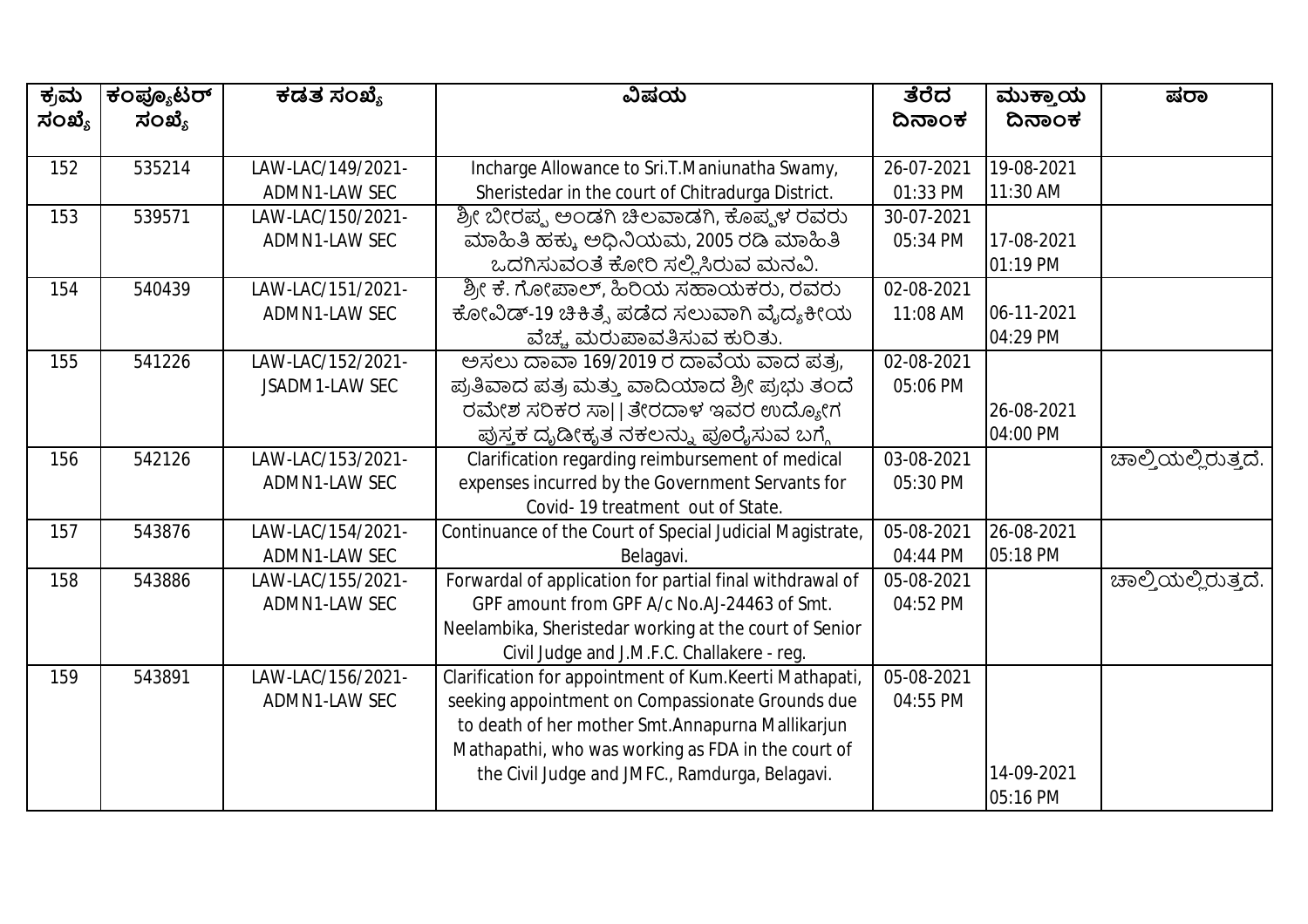| ಕ್ರಮ ಸಂಖ್ಯೆ | ಕಂಪ್ಯೂಟರ್ ಸಂಖ್ಯೆ | ಕಡತ ಸಂಖ್ಯೆ | ವಿಷಯ | ತೆರೆದ ದಿನಾಂಕ | ಮುಕ್ತಾಯ ದಿನಾಂಕ | ಷರಾ |
|---|---|---|---|---|---|---|
| 152 | 535214 | LAW-LAC/149/2021-ADMN1-LAW SEC | Incharge Allowance to Sri.T.Maniunatha Swamy, Sheristedar in the court of Chitradurga District. | 26-07-2021 01:33 PM | 19-08-2021 11:30 AM | |
| 153 | 539571 | LAW-LAC/150/2021-ADMN1-LAW SEC | ಶ್ರೀ ಬೀರಪ್ಪ ಅಂಡಗಿ ಚಿಲವಾಡಗಿ, ಕೊಪ್ಪಳ ರವರು ಮಾಹಿತಿ ಹಕ್ಕು ಅಧಿನಿಯಮ, 2005 ರಡಿ ಮಾಹಿತಿ ಒದಗಿಸುವಂತೆ ಕೋರಿ ಸಲ್ಲಿಸಿರುವ ಮನವಿ. | 30-07-2021 05:34 PM | 17-08-2021 01:19 PM | |
| 154 | 540439 | LAW-LAC/151/2021-ADMN1-LAW SEC | ಶ್ರೀ ಕೆ. ಗೋಪಾಲ್, ಹಿರಿಯ ಸಹಾಯಕರು, ರವರು ಕೋವಿಡ್-19 ಚಿಕಿತ್ಸೆ ಪಡೆದ ಸಲುವಾಗಿ ವೈದ್ಯಕೀಯ ವೆಚ್ಚ ಮರುಪಾವತಿಸುವ ಕುರಿತು. | 02-08-2021 11:08 AM | 06-11-2021 04:29 PM | |
| 155 | 541226 | LAW-LAC/152/2021-JSADM1-LAW SEC | ಅಸಲು ದಾವಾ 169/2019 ರ ದಾವೆಯ ವಾದ ಪತ್ರ, ಪ್ರತಿವಾದ ಪತ್ರ ಮತ್ತು ವಾದಿಯಾದ ಶ್ರೀ ಪ್ರಭು ತಂದೆ ರಮೇಶ ಸರಿಕರ ಸಾ\|\|ತೇರದಾಳ ಇವರ ಉದ್ಯೋಗ ಪುಸ್ತಕ ದೃಡೀಕೃತ ನಕಲನ್ನು ಪೂರೈಸುವ ಬಗ್ಗೆ | 02-08-2021 05:06 PM | 26-08-2021 04:00 PM | |
| 156 | 542126 | LAW-LAC/153/2021-ADMN1-LAW SEC | Clarification regarding reimbursement of medical expenses incurred by the Government Servants for Covid- 19 treatment out of State. | 03-08-2021 05:30 PM | | ಚಾಲ್ತಿಯಲ್ಲಿರುತ್ತದೆ. |
| 157 | 543876 | LAW-LAC/154/2021-ADMN1-LAW SEC | Continuance of the Court of Special Judicial Magistrate, Belagavi. | 05-08-2021 04:44 PM | 26-08-2021 05:18 PM | |
| 158 | 543886 | LAW-LAC/155/2021-ADMN1-LAW SEC | Forwardal of application for partial final withdrawal of GPF amount from GPF A/c No.AJ-24463 of Smt. Neelambika, Sheristedar working at the court of Senior Civil Judge and J.M.F.C. Challakere - reg. | 05-08-2021 04:52 PM | | ಚಾಲ್ತಿಯಲ್ಲಿರುತ್ತದೆ. |
| 159 | 543891 | LAW-LAC/156/2021-ADMN1-LAW SEC | Clarification for appointment of Kum.Keerti Mathapati, seeking appointment on Compassionate Grounds due to death of her mother Smt.Annapurna Mallikarjun Mathapathi, who was working as FDA in the court of the Civil Judge and JMFC., Ramdurga, Belagavi. | 05-08-2021 04:55 PM | 14-09-2021 05:16 PM | |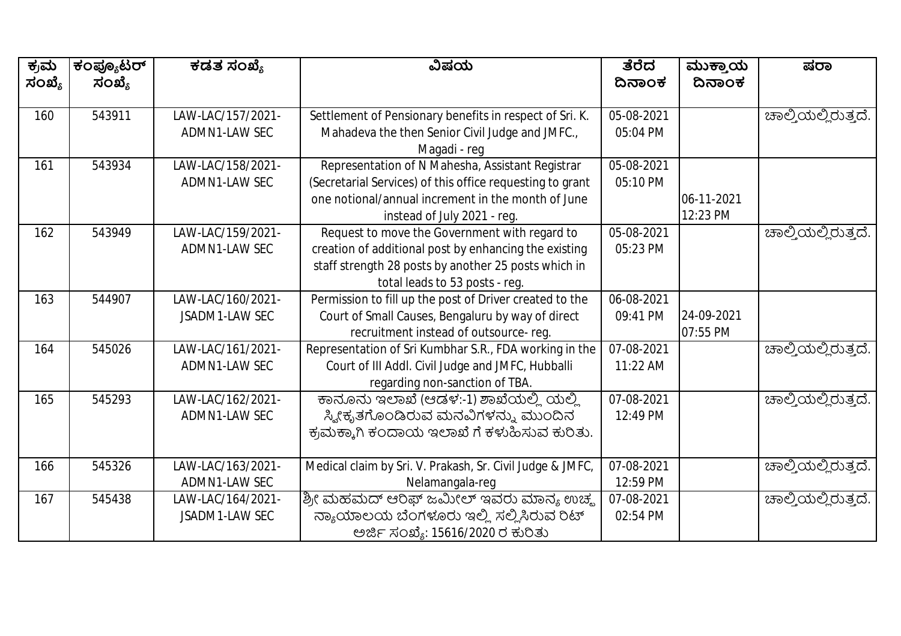| ಕ್ರಮ ಸಂಖ್ಯೆ | ಕಂಪ್ಯೂಟರ್ ಸಂಖ್ಯೆ | ಕಡತ ಸಂಖ್ಯೆ | ವಿಷಯ | ತೆರೆದ ದಿನಾಂಕ | ಮುಕ್ತಾಯ ದಿನಾಂಕ | ಷರಾ |
|---|---|---|---|---|---|---|
| 160 | 543911 | LAW-LAC/157/2021-ADMN1-LAW SEC | Settlement of Pensionary benefits in respect of Sri. K. Mahadeva the then Senior Civil Judge and JMFC., Magadi - reg | 05-08-2021 05:04 PM | | ಚಾಲ್ತಿಯಲ್ಲಿರುತ್ತದೆ. |
| 161 | 543934 | LAW-LAC/158/2021-ADMN1-LAW SEC | Representation of N Mahesha, Assistant Registrar (Secretarial Services) of this office requesting to grant one notional/annual increment in the month of June instead of July 2021 - reg. | 05-08-2021 05:10 PM | 06-11-2021 12:23 PM | |
| 162 | 543949 | LAW-LAC/159/2021-ADMN1-LAW SEC | Request to move the Government with regard to creation of additional post by enhancing the existing staff strength 28 posts by another 25 posts which in total leads to 53 posts - reg. | 05-08-2021 05:23 PM | | ಚಾಲ್ತಿಯಲ್ಲಿರುತ್ತದೆ. |
| 163 | 544907 | LAW-LAC/160/2021-JSADM1-LAW SEC | Permission to fill up the post of Driver created to the Court of Small Causes, Bengaluru by way of direct recruitment instead of outsource- reg. | 06-08-2021 09:41 PM | 24-09-2021 07:55 PM | |
| 164 | 545026 | LAW-LAC/161/2021-ADMN1-LAW SEC | Representation of Sri Kumbhar S.R., FDA working in the Court of III Addl. Civil Judge and JMFC, Hubballi regarding non-sanction of TBA. | 07-08-2021 11:22 AM | | ಚಾಲ್ತಿಯಲ್ಲಿರುತ್ತದೆ. |
| 165 | 545293 | LAW-LAC/162/2021-ADMN1-LAW SEC | ಕಾನೂನು ಇಲಾಖೆ (ಆಡಳಿ:-1) ಶಾಖೆಯಲ್ಲಿ ಯಲ್ಲಿ ಸ್ವೀಕೃತಗೊಂಡಿರುವ ಮನವಿಗಳನ್ನು ಮುಂದಿನ ಕ್ರಮಕ್ಕಾಗಿ ಕಂದಾಯ ಇಲಾಖೆ ಗೆ ಕಳುಹಿಸುವ ಕುರಿತು. | 07-08-2021 12:49 PM | | ಚಾಲ್ತಿಯಲ್ಲಿರುತ್ತದೆ. |
| 166 | 545326 | LAW-LAC/163/2021-ADMN1-LAW SEC | Medical claim by Sri. V. Prakash, Sr. Civil Judge & JMFC, Nelamangala-reg | 07-08-2021 12:59 PM | | ಚಾಲ್ತಿಯಲ್ಲಿರುತ್ತದೆ. |
| 167 | 545438 | LAW-LAC/164/2021-JSADM1-LAW SEC | ಶ್ರೀ ಮಹಮದ್ ಆರಿಫ್ ಜಮೀಲ್ ಇವರು ಮಾನ್ಯ ಉಚ್ಚ ನ್ಯಾಯಾಲಯ ಬೆಂಗಳೂರು ಇಲ್ಲಿ ಸಲ್ಲಿಸಿರುವ ರಿಟ್ ಅರ್ಜಿ ಸಂಖ್ಯೆ: 15616/2020 ರ ಕುರಿತು | 07-08-2021 02:54 PM | | ಚಾಲ್ತಿಯಲ್ಲಿರುತ್ತದೆ. |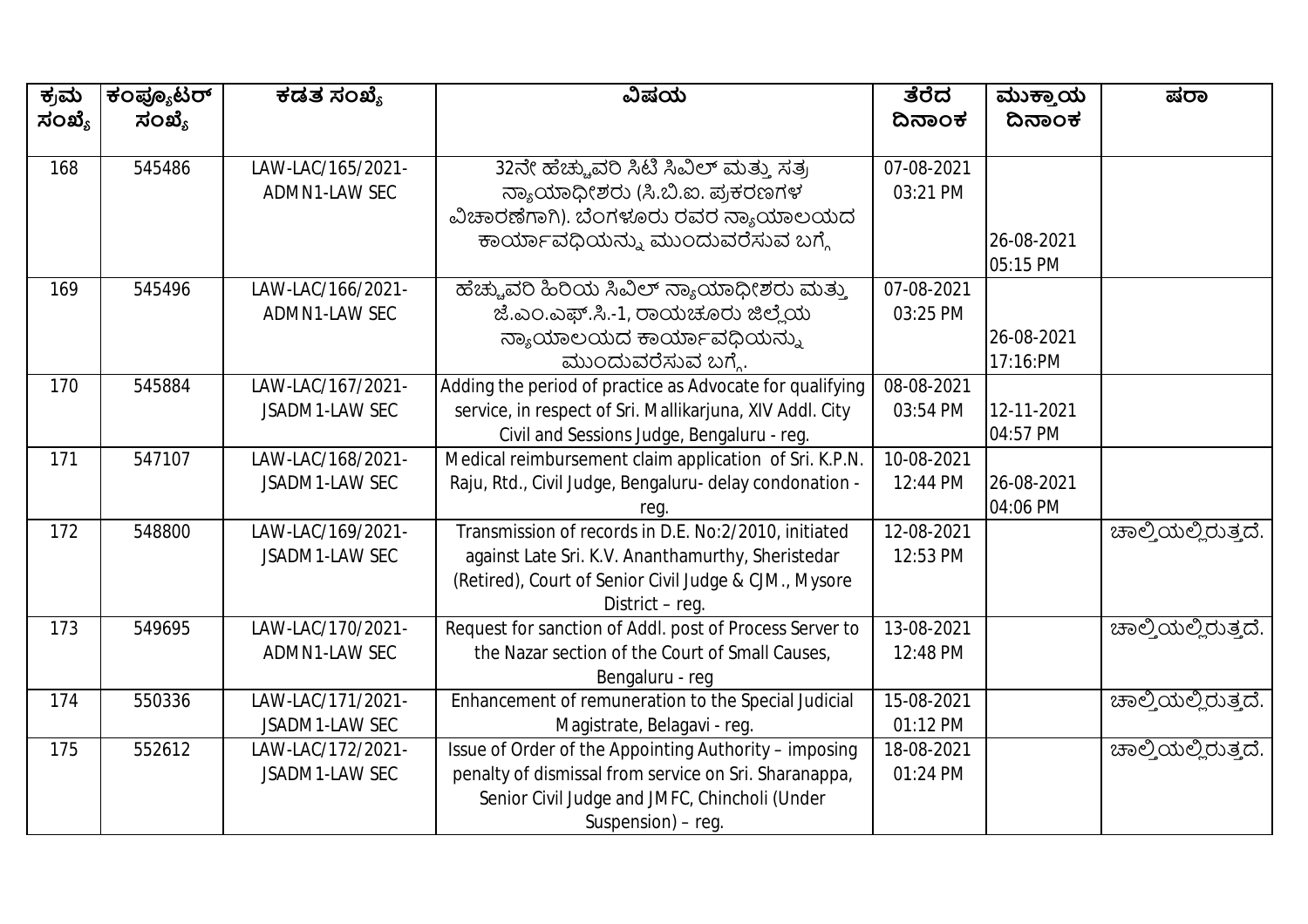| ಕ್ರಮ ಸಂಖ್ಯೆ | ಕಂಪ್ಯೂಟರ್ ಸಂಖ್ಯೆ | ಕಡತ ಸಂಖ್ಯೆ | ವಿಷಯ | ತೆರೆದ ದಿನಾಂಕ | ಮುಕ್ತಾಯ ದಿನಾಂಕ | ಷರಾ |
|---|---|---|---|---|---|---|
| 168 | 545486 | LAW-LAC/165/2021-ADMN1-LAW SEC | 32ನೇ ಹೆಚ್ಚುವರಿ ಸಿಟಿ ಸಿವಿಲ್ ಮತ್ತು ಸತ್ರ ನ್ಯಾಯಾಧೀಶರು (ಸಿ.ಬಿ.ಐ. ಪ್ರಕರಣಗಳ ವಿಚಾರಣೆಗಾಗಿ). ಬೆಂಗಳೂರು ರವರ ನ್ಯಾಯಾಲಯದ ಕಾರ್ಯಾವಧಿಯನ್ನು ಮುಂದುವರೆಸುವ ಬಗ್ಗೆ | 07-08-2021 03:21 PM | 26-08-2021 05:15 PM | |
| 169 | 545496 | LAW-LAC/166/2021-ADMN1-LAW SEC | ಹೆಚ್ಚುವರಿ ಹಿರಿಯ ಸಿವಿಲ್ ನ್ಯಾಯಾಧೀಶರು ಮತ್ತು ಜೆ.ಎಂ.ಎಫ್.ಸಿ.-1, ರಾಯಚೂರು ಜಿಲ್ಲೆಯ ನ್ಯಾಯಾಲಯದ ಕಾರ್ಯಾವಧಿಯನ್ನು ಮುಂದುವರೆಸುವ ಬಗ್ಗೆ. | 07-08-2021 03:25 PM | 26-08-2021 17:16:PM | |
| 170 | 545884 | LAW-LAC/167/2021-JSADM1-LAW SEC | Adding the period of practice as Advocate for qualifying service, in respect of Sri. Mallikarjuna, XIV Addl. City Civil and Sessions Judge, Bengaluru - reg. | 08-08-2021 03:54 PM | 12-11-2021 04:57 PM | |
| 171 | 547107 | LAW-LAC/168/2021-JSADM1-LAW SEC | Medical reimbursement claim application of Sri. K.P.N. Raju, Rtd., Civil Judge, Bengaluru- delay condonation - reg. | 10-08-2021 12:44 PM | 26-08-2021 04:06 PM | |
| 172 | 548800 | LAW-LAC/169/2021-JSADM1-LAW SEC | Transmission of records in D.E. No:2/2010, initiated against Late Sri. K.V. Ananthamurthy, Sheristedar (Retired), Court of Senior Civil Judge & CJM., Mysore District – reg. | 12-08-2021 12:53 PM | | ಚಾಲ್ತಿಯಲ್ಲಿರುತ್ತದೆ. |
| 173 | 549695 | LAW-LAC/170/2021-ADMN1-LAW SEC | Request for sanction of Addl. post of Process Server to the Nazar section of the Court of Small Causes, Bengaluru - reg | 13-08-2021 12:48 PM | | ಚಾಲ್ತಿಯಲ್ಲಿರುತ್ತದೆ. |
| 174 | 550336 | LAW-LAC/171/2021-JSADM1-LAW SEC | Enhancement of remuneration to the Special Judicial Magistrate, Belagavi - reg. | 15-08-2021 01:12 PM | | ಚಾಲ್ತಿಯಲ್ಲಿರುತ್ತದೆ. |
| 175 | 552612 | LAW-LAC/172/2021-JSADM1-LAW SEC | Issue of Order of the Appointing Authority – imposing penalty of dismissal from service on Sri. Sharanappa, Senior Civil Judge and JMFC, Chincholi (Under Suspension) – reg. | 18-08-2021 01:24 PM | | ಚಾಲ್ತಿಯಲ್ಲಿರುತ್ತದೆ. |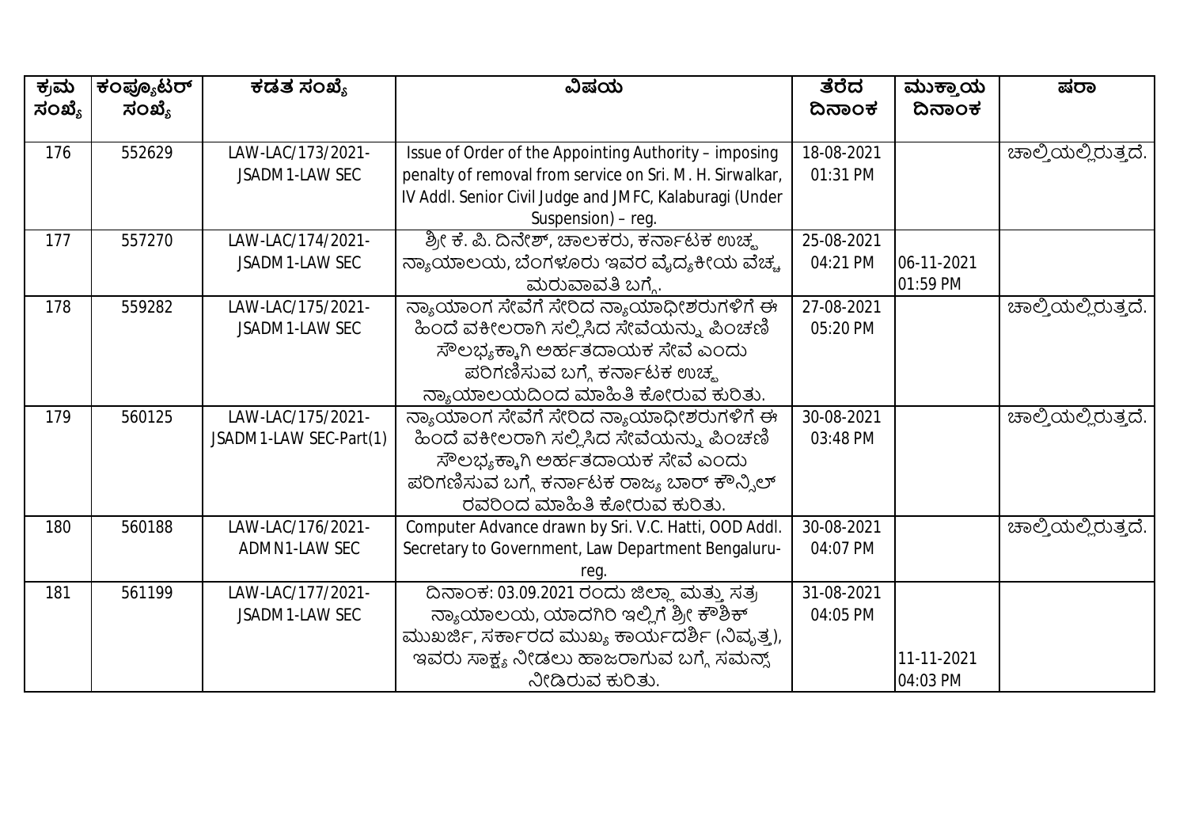| ಕ್ರಮ ಸಂಖ್ಯೆ | ಕಂಪ್ಯೂಟರ್ ಸಂಖ್ಯೆ | ಕಡತ ಸಂಖ್ಯೆ | ವಿಷಯ | ತೆರೆದ ದಿನಾಂಕ | ಮುಕ್ತಾಯ ದಿನಾಂಕ | ಷರಾ |
|---|---|---|---|---|---|---|
| 176 | 552629 | LAW-LAC/173/2021-JSADM1-LAW SEC | Issue of Order of the Appointing Authority – imposing penalty of removal from service on Sri. M. H. Sirwalkar, IV Addl. Senior Civil Judge and JMFC, Kalaburagi (Under Suspension) – reg. | 18-08-2021 01:31 PM | | ಚಾಲ್ತಿಯಲ್ಲಿರುತ್ತದೆ. |
| 177 | 557270 | LAW-LAC/174/2021-JSADM1-LAW SEC | ಶ್ರೀ ಕೆ. ಪಿ. ದಿನೇಶ್, ಚಾಲಕರು, ಕರ್ನಾಟಕ ಉಚ್ಚ ನ್ಯಾಯಾಲಯ, ಬೆಂಗಳೂರು ಇವರ ವೈದ್ಯಕೀಯ ವೆಚ್ಚ ಮರುಪಾವತಿ ಬಗ್ಗೆ. | 25-08-2021 04:21 PM | 06-11-2021 01:59 PM | |
| 178 | 559282 | LAW-LAC/175/2021-JSADM1-LAW SEC | ನ್ಯಾಯಾಂಗ ಸೇವೆಗೆ ಸೇರಿದ ನ್ಯಾಯಾಧೀಶರುಗಳಿಗೆ ಈ ಹಿಂದೆ ವಕೀಲರಾಗಿ ಸಲ್ಲಿಸಿದ ಸೇವೆಯನ್ನು ಪಿಂಚಣಿ ಸೌಲಭ್ಯಕ್ಕಾಗಿ ಅರ್ಹತದಾಯಕ ಸೇವೆ ಎಂದು ಪರಿಗಣಿಸುವ ಬಗ್ಗೆ ಕರ್ನಾಟಕ ಉಚ್ಚ ನ್ಯಾಯಾಲಯದಿಂದ ಮಾಹಿತಿ ಕೋರುವ ಕುರಿತು. | 27-08-2021 05:20 PM | | ಚಾಲ್ತಿಯಲ್ಲಿರುತ್ತದೆ. |
| 179 | 560125 | LAW-LAC/175/2021-JSADM1-LAW SEC-Part(1) | ನ್ಯಾಯಾಂಗ ಸೇವೆಗೆ ಸೇರಿದ ನ್ಯಾಯಾಧೀಶರುಗಳಿಗೆ ಈ ಹಿಂದೆ ವಕೀಲರಾಗಿ ಸಲ್ಲಿಸಿದ ಸೇವೆಯನ್ನು ಪಿಂಚಣಿ ಸೌಲಭ್ಯಕ್ಕಾಗಿ ಅರ್ಹತದಾಯಕ ಸೇವೆ ಎಂದು ಪರಿಗಣಿಸುವ ಬಗ್ಗೆ ಕರ್ನಾಟಕ ರಾಜ್ಯ ಬಾರ್ ಕೌನ್ಸಿಲ್ ರವರಿಂದ ಮಾಹಿತಿ ಕೋರುವ ಕುರಿತು. | 30-08-2021 03:48 PM | | ಚಾಲ್ತಿಯಲ್ಲಿರುತ್ತದೆ. |
| 180 | 560188 | LAW-LAC/176/2021-ADMN1-LAW SEC | Computer Advance drawn by Sri. V.C. Hatti, OOD Addl. Secretary to Government, Law Department Bengaluru-reg. | 30-08-2021 04:07 PM | | ಚಾಲ್ತಿಯಲ್ಲಿರುತ್ತದೆ. |
| 181 | 561199 | LAW-LAC/177/2021-JSADM1-LAW SEC | ದಿನಾಂಕ: 03.09.2021 ರಂದು ಜಿಲ್ಲಾ ಮತ್ತು ಸತ್ರ ನ್ಯಾಯಾಲಯ, ಯಾದಗಿರಿ ಇಲ್ಲಿಗೆ ಶ್ರೀ ಕೌಶಿಕ್ ಮುಖರ್ಜಿ, ಸರ್ಕಾರದ ಮುಖ್ಯ ಕಾರ್ಯದರ್ಶಿ (ನಿವೃತ್ತ), ಇವರು ಸಾಕ್ಷ್ಯ ನೀಡಲು ಹಾಜರಾಗುವ ಬಗ್ಗೆ ಸಮನ್ಸ್ ನೀಡಿರುವ ಕುರಿತು. | 31-08-2021 04:05 PM | 11-11-2021 04:03 PM | |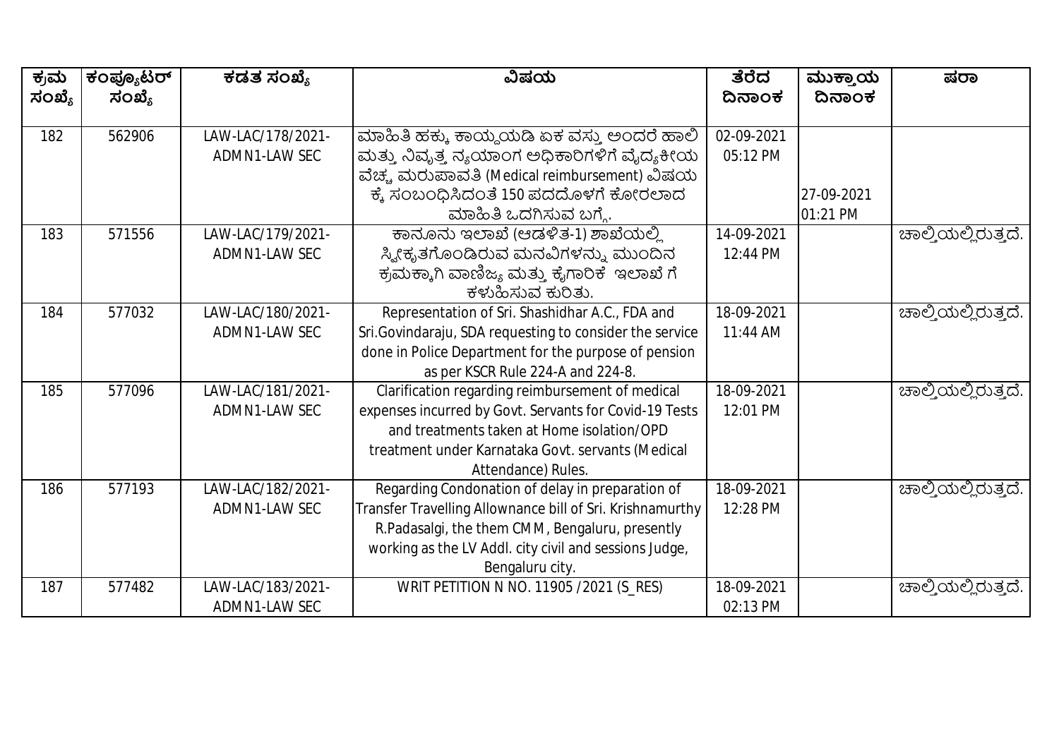| ಕ್ರಮ ಸಂಖ್ಯೆ | ಕಂಪ್ಯೂಟರ್ ಸಂಖ್ಯೆ | ಕಡತ ಸಂಖ್ಯೆ | ವಿಷಯ | ತೆರೆದ ದಿನಾಂಕ | ಮುಕ್ತಾಯ ದಿನಾಂಕ | ಷರಾ |
|---|---|---|---|---|---|---|
| 182 | 562906 | LAW-LAC/178/2021-ADMN1-LAW SEC | ಮಾಹಿತಿ ಹಕ್ಕು ಕಾಯ್ದೆಯಡಿ ಏಕ ವಸ್ತು ಅಂದರೆ ಹಾಲಿ ಮತ್ತು ನಿವೃತ್ತ ನ್ಯಯಾಂಗ ಅಧಿಕಾರಿಗಳಿಗೆ ವೈದ್ಯಕೀಯ ವೆಚ್ಚ ಮರುಪಾವತಿ (Medical reimbursement) ವಿಷಯ ಕ್ಕೆ ಸಂಬಂಧಿಸಿದಂತೆ 150 ಪದದೊಳಗೆ ಕೋರಲಾದ ಮಾಹಿತಿ ಒದಗಿಸುವ ಬಗ್ಗೆ. | 02-09-2021 05:12 PM | 27-09-2021 01:21 PM | |
| 183 | 571556 | LAW-LAC/179/2021-ADMN1-LAW SEC | ಕಾನೂನು ಇಲಾಖೆ (ಆಡಳಿತ-1) ಶಾಖೆಯಲ್ಲಿ ಸ್ವೀಕೃತಗೊಂಡಿರುವ ಮನವಿಗಳನ್ನು ಮುಂದಿನ ಕ್ರಮಕ್ಕಾಗಿ ವಾಣಿಜ್ಯ ಮತ್ತು ಕೈಗಾರಿಕೆ ಇಲಾಖೆ ಗೆ ಕಳುಹಿಸುವ ಕುರಿತು. | 14-09-2021 12:44 PM | | ಚಾಲ್ತಿಯಲ್ಲಿರುತ್ತದೆ. |
| 184 | 577032 | LAW-LAC/180/2021-ADMN1-LAW SEC | Representation of Sri. Shashidhar A.C., FDA and Sri.Govindaraju, SDA requesting to consider the service done in Police Department for the purpose of pension as per KSCR Rule 224-A and 224-8. | 18-09-2021 11:44 AM | | ಚಾಲ್ತಿಯಲ್ಲಿರುತ್ತದೆ. |
| 185 | 577096 | LAW-LAC/181/2021-ADMN1-LAW SEC | Clarification regarding reimbursement of medical expenses incurred by Govt. Servants for Covid-19 Tests and treatments taken at Home isolation/OPD treatment under Karnataka Govt. servants (Medical Attendance) Rules. | 18-09-2021 12:01 PM | | ಚಾಲ್ತಿಯಲ್ಲಿರುತ್ತದೆ. |
| 186 | 577193 | LAW-LAC/182/2021-ADMN1-LAW SEC | Regarding Condonation of delay in preparation of Transfer Travelling Allownance bill of Sri. Krishnamurthy R.Padasalgi, the them CMM, Bengaluru, presently working as the LV Addl. city civil and sessions Judge, Bengaluru city. | 18-09-2021 12:28 PM | | ಚಾಲ್ತಿಯಲ್ಲಿರುತ್ತದೆ. |
| 187 | 577482 | LAW-LAC/183/2021-ADMN1-LAW SEC | WRIT PETITION N NO. 11905 /2021 (S_RES) | 18-09-2021 02:13 PM | | ಚಾಲ್ತಿಯಲ್ಲಿರುತ್ತದೆ. |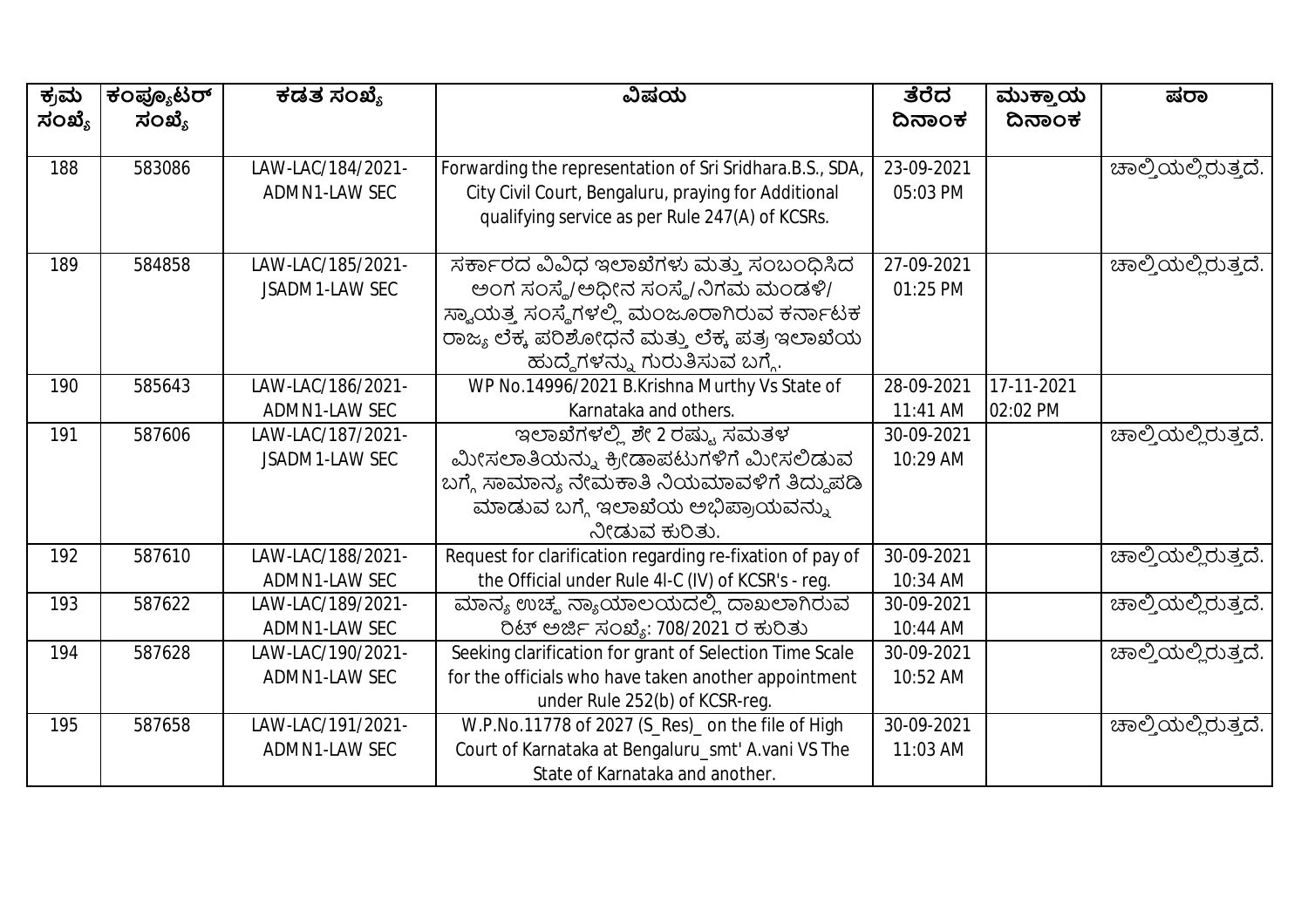| ಕ್ರಮ ಸಂಖ್ಯೆ | ಕಂಪ್ಯೂಟರ್ ಸಂಖ್ಯೆ | ಕಡತ ಸಂಖ್ಯೆ | ವಿಷಯ | ತೆರೆದ ದಿನಾಂಕ | ಮುಕ್ತಾಯ ದಿನಾಂಕ | ಷರಾ |
|---|---|---|---|---|---|---|
| 188 | 583086 | LAW-LAC/184/2021-ADMN1-LAW SEC | Forwarding the representation of Sri Sridhara.B.S., SDA, City Civil Court, Bengaluru, praying for Additional qualifying service as per Rule 247(A) of KCSRs. | 23-09-2021 05:03 PM | | ಚಾಲ್ತಿಯಲ್ಲಿರುತ್ತದೆ. |
| 189 | 584858 | LAW-LAC/185/2021-JSADM1-LAW SEC | ಸರ್ಕಾರದ ವಿವಿಧ ಇಲಾಖೆಗಳು ಮತ್ತು ಸಂಬಂಧಿಸಿದ ಅಂಗ ಸಂಸ್ಥೆ/ಅಧೀನ ಸಂಸ್ಥೆ/ನಿಗಮ ಮಂಡಳಿ/ ಸ್ವಾಯತ್ತ ಸಂಸ್ಥೆಗಳಲ್ಲಿ ಮಂಜೂರಾಗಿರುವ ಕರ್ನಾಟಕ ರಾಜ್ಯ ಲೆಕ್ಕ ಪರಿಶೋಧನೆ ಮತ್ತು ಲೆಕ್ಕ ಪತ್ರ ಇಲಾಖೆಯ ಹುದ್ದೆಗಳನ್ನು ಗುರುತಿಸುವ ಬಗ್ಗೆ. | 27-09-2021 01:25 PM | | ಚಾಲ್ತಿಯಲ್ಲಿರುತ್ತದೆ. |
| 190 | 585643 | LAW-LAC/186/2021-ADMN1-LAW SEC | WP No.14996/2021 B.Krishna Murthy Vs State of Karnataka and others. | 28-09-2021 11:41 AM | 17-11-2021 02:02 PM | |
| 191 | 587606 | LAW-LAC/187/2021-JSADM1-LAW SEC | ಇಲಾಖೆಗಳಲ್ಲಿ ಶೇ 2 ರಷ್ಟು ಸಮತಳ ಮೀಸಲಾತಿಯನ್ನು ಕ್ರೀಡಾಪಟುಗಳಿಗೆ ಮೀಸಲಿಡುವ ಬಗ್ಗೆ ಸಾಮಾನ್ಯ ನೇಮಕಾತಿ ನಿಯಮಾವಳಿಗೆ ತಿದ್ದುಪಡಿ ಮಾಡುವ ಬಗ್ಗೆ ಇಲಾಖೆಯ ಅಭಿಪ್ರಾಯವನ್ನು ನೀಡುವ ಕುರಿತು. | 30-09-2021 10:29 AM | | ಚಾಲ್ತಿಯಲ್ಲಿರುತ್ತದೆ. |
| 192 | 587610 | LAW-LAC/188/2021-ADMN1-LAW SEC | Request for clarification regarding re-fixation of pay of the Official under Rule 4I-C (IV) of KCSR's - reg. | 30-09-2021 10:34 AM | | ಚಾಲ್ತಿಯಲ್ಲಿರುತ್ತದೆ. |
| 193 | 587622 | LAW-LAC/189/2021-ADMN1-LAW SEC | ಮಾನ್ಯ ಉಚ್ಚ ನ್ಯಾಯಾಲಯದಲ್ಲಿ ದಾಖಲಾಗಿರುವ ರಿಟ್ ಅರ್ಜಿ ಸಂಖ್ಯೆ: 708/2021 ರ ಕುರಿತು | 30-09-2021 10:44 AM | | ಚಾಲ್ತಿಯಲ್ಲಿರುತ್ತದೆ. |
| 194 | 587628 | LAW-LAC/190/2021-ADMN1-LAW SEC | Seeking clarification for grant of Selection Time Scale for the officials who have taken another appointment under Rule 252(b) of KCSR-reg. | 30-09-2021 10:52 AM | | ಚಾಲ್ತಿಯಲ್ಲಿರುತ್ತದೆ. |
| 195 | 587658 | LAW-LAC/191/2021-ADMN1-LAW SEC | W.P.No.11778 of 2027 (S_Res)_ on the file of High Court of Karnataka at Bengaluru_smt' A.vani VS The State of Karnataka and another. | 30-09-2021 11:03 AM | | ಚಾಲ್ತಿಯಲ್ಲಿರುತ್ತದೆ. |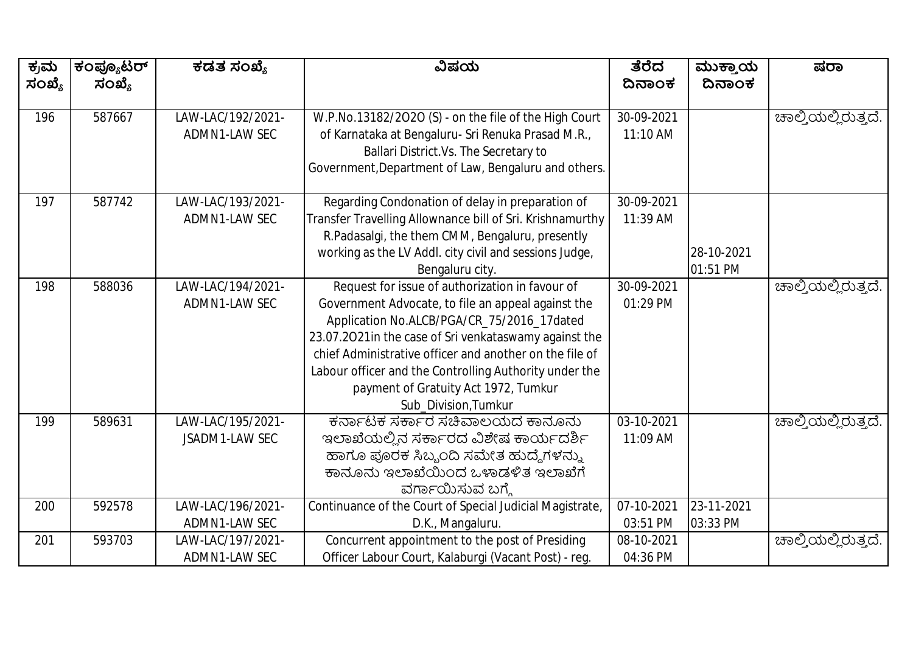| ಕ್ರಮ ಸಂಖ್ಯೆ | ಕಂಪ್ಯೂಟರ್ ಸಂಖ್ಯೆ | ಕಡತ ಸಂಖ್ಯೆ | ವಿಷಯ | ತೆರೆದ ದಿನಾಂಕ | ಮುಕ್ತಾಯ ದಿನಾಂಕ | ಷರಾ |
|---|---|---|---|---|---|---|
| 196 | 587667 | LAW-LAC/192/2021-ADMN1-LAW SEC | W.P.No.13182/2O2O (S) - on the file of the High Court of Karnataka at Bengaluru- Sri Renuka Prasad M.R., Ballari District.Vs. The Secretary to Government,Department of Law, Bengaluru and others. | 30-09-2021 11:10 AM | | ಚಾಲ್ತಿಯಲ್ಲಿರುತ್ತದೆ. |
| 197 | 587742 | LAW-LAC/193/2021-ADMN1-LAW SEC | Regarding Condonation of delay in preparation of Transfer Travelling Allownance bill of Sri. Krishnamurthy R.Padasalgi, the them CMM, Bengaluru, presently working as the LV Addl. city civil and sessions Judge, Bengaluru city. | 30-09-2021 11:39 AM | 28-10-2021 01:51 PM | |
| 198 | 588036 | LAW-LAC/194/2021-ADMN1-LAW SEC | Request for issue of authorization in favour of Government Advocate, to file an appeal against the Application No.ALCB/PGA/CR_75/2016_17dated 23.07.2O21in the case of Sri venkataswamy against the chief Administrative officer and another on the file of Labour officer and the Controlling Authority under the payment of Gratuity Act 1972, Tumkur Sub_Division,Tumkur | 30-09-2021 01:29 PM | | ಚಾಲ್ತಿಯಲ್ಲಿರುತ್ತದೆ. |
| 199 | 589631 | LAW-LAC/195/2021-JSADM1-LAW SEC | ಕರ್ನಾಟಕ ಸರ್ಕಾರ ಸಚಿವಾಲಯದ ಕಾನೂನು ಇಲಾಖೆಯಲ್ಲಿನ ಸರ್ಕಾರದ ವಿಶೇಷ ಕಾರ್ಯದರ್ಶಿ ಹಾಗೂ ಪೂರಕ ಸಿಬ್ಬಂದಿ ಸಮೇತ ಹುದ್ದೆಗಳನ್ನು ಕಾನೂನು ಇಲಾಖೆಯಿಂದ ಒಳಾಡಳಿತ ಇಲಾಖೆಗೆ ವರ್ಗಾಯಿಸುವ ಬಗ್ಗೆ | 03-10-2021 11:09 AM | | ಚಾಲ್ತಿಯಲ್ಲಿರುತ್ತದೆ. |
| 200 | 592578 | LAW-LAC/196/2021-ADMN1-LAW SEC | Continuance of the Court of Special Judicial Magistrate, D.K., Mangaluru. | 07-10-2021 03:51 PM | 23-11-2021 03:33 PM | |
| 201 | 593703 | LAW-LAC/197/2021-ADMN1-LAW SEC | Concurrent appointment to the post of Presiding Officer Labour Court, Kalaburgi (Vacant Post) - reg. | 08-10-2021 04:36 PM | | ಚಾಲ್ತಿಯಲ್ಲಿರುತ್ತದೆ. |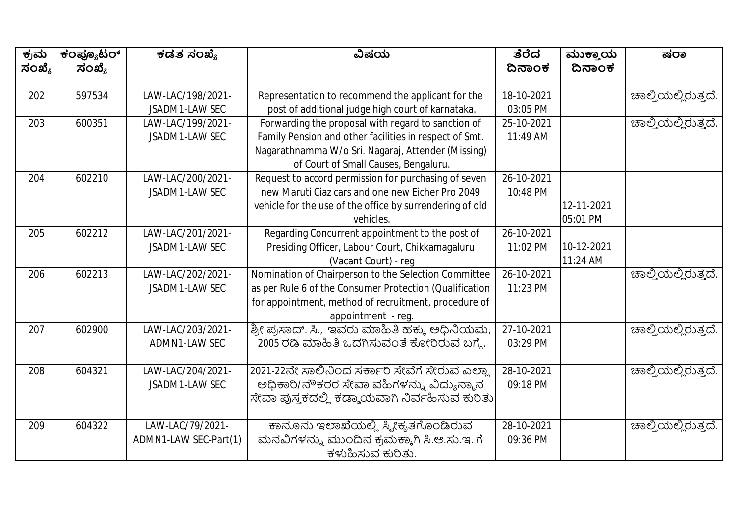| ಕ್ರಮ ಸಂಖ್ಯೆ | ಕಂಪ್ಯೂಟರ್ ಸಂಖ್ಯೆ | ಕಡತ ಸಂಖ್ಯೆ | ವಿಷಯ | ತೆರೆದ ದಿನಾಂಕ | ಮುಕ್ತಾಯ ದಿನಾಂಕ | ಷರಾ |
|---|---|---|---|---|---|---|
| 202 | 597534 | LAW-LAC/198/2021-JSADM1-LAW SEC | Representation to recommend the applicant for the post of additional judge high court of karnataka. | 18-10-2021 03:05 PM | | ಚಾಲ್ತಿಯಲ್ಲಿರುತ್ತದೆ. |
| 203 | 600351 | LAW-LAC/199/2021-JSADM1-LAW SEC | Forwarding the proposal with regard to sanction of Family Pension and other facilities in respect of Smt. Nagarathnamma W/o Sri. Nagaraj, Attender (Missing) of Court of Small Causes, Bengaluru. | 25-10-2021 11:49 AM | | ಚಾಲ್ತಿಯಲ್ಲಿರುತ್ತದೆ. |
| 204 | 602210 | LAW-LAC/200/2021-JSADM1-LAW SEC | Request to accord permission for purchasing of seven new Maruti Ciaz cars and one new Eicher Pro 2049 vehicle for the use of the office by surrendering of old vehicles. | 26-10-2021 10:48 PM | 12-11-2021 05:01 PM | |
| 205 | 602212 | LAW-LAC/201/2021-JSADM1-LAW SEC | Regarding Concurrent appointment to the post of Presiding Officer, Labour Court, Chikkamagaluru (Vacant Court) - reg | 26-10-2021 11:02 PM | 10-12-2021 11:24 AM | |
| 206 | 602213 | LAW-LAC/202/2021-JSADM1-LAW SEC | Nomination of Chairperson to the Selection Committee as per Rule 6 of the Consumer Protection (Qualification for appointment, method of recruitment, procedure of appointment - reg. | 26-10-2021 11:23 PM | | ಚಾಲ್ತಿಯಲ್ಲಿರುತ್ತದೆ. |
| 207 | 602900 | LAW-LAC/203/2021-ADMN1-LAW SEC | ಶ್ರೀ ಪ್ರಸಾದ್. ಸಿ., ಇವರು ಮಾಹಿತಿ ಹಕ್ಕು ಅಧಿನಿಯಮ, 2005 ರಡಿ ಮಾಹಿತಿ ಒದಗಿಸುವಂತೆ ಕೋರಿರುವ ಬಗ್ಗೆ. | 27-10-2021 03:29 PM | | ಚಾಲ್ತಿಯಲ್ಲಿರುತ್ತದೆ. |
| 208 | 604321 | LAW-LAC/204/2021-JSADM1-LAW SEC | 2021-22ನೇ ಸಾಲಿನಿಂದ ಸರ್ಕಾರಿ ಸೇವೆಗೆ ಸೇರುವ ಎಲ್ಲಾ ಅಧಿಕಾರಿ/ನೌಕರರ ಸೇವಾ ವಹಿಗಳನ್ನು ವಿದ್ಯುನ್ಮಾನ ಸೇವಾ ಪುಸ್ತಕದಲ್ಲಿ ಕಡ್ಡಾಯವಾಗಿ ನಿರ್ವಹಿಸುವ ಕುರಿತು | 28-10-2021 09:18 PM | | ಚಾಲ್ತಿಯಲ್ಲಿರುತ್ತದೆ. |
| 209 | 604322 | LAW-LAC/79/2021-ADMN1-LAW SEC-Part(1) | ಕಾನೂನು ಇಲಾಖೆಯಲ್ಲಿ ಸ್ವೀಕೃತಗೊಂಡಿರುವ ಮನವಿಗಳನ್ನು ಮುಂದಿನ ಕ್ರಮಕ್ಕಾಗಿ ಸಿ.ಆ.ಸು.ಇ. ಗೆ ಕಳುಹಿಸುವ ಕುರಿತು. | 28-10-2021 09:36 PM | | ಚಾಲ್ತಿಯಲ್ಲಿರುತ್ತದೆ. |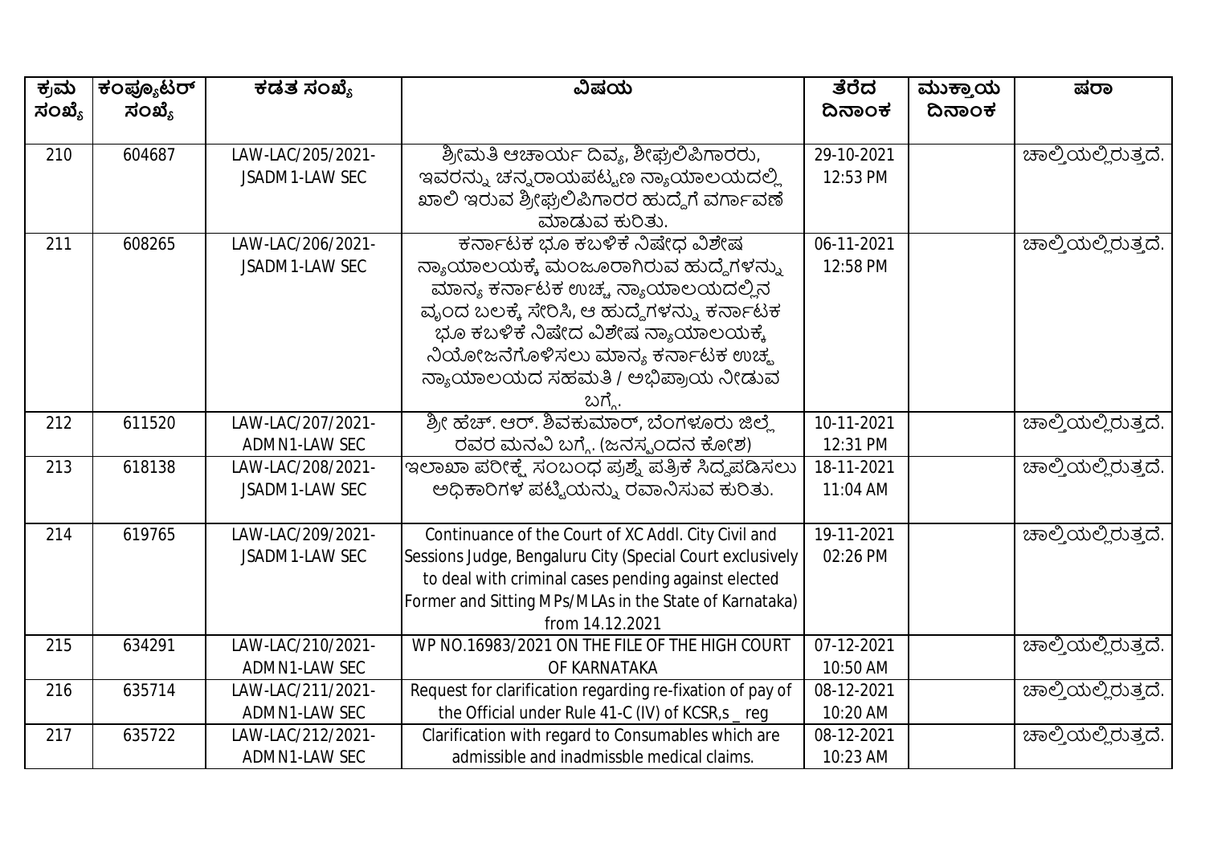| ಕ್ರಮ ಸಂಖ್ಯೆ | ಕಂಪ್ಯೂಟರ್ ಸಂಖ್ಯೆ | ಕಡತ ಸಂಖ್ಯೆ | ವಿಷಯ | ತೆರೆದ ದಿನಾಂಕ | ಮುಕ್ತಾಯ ದಿನಾಂಕ | ಷರಾ |
|---|---|---|---|---|---|---|
| 210 | 604687 | LAW-LAC/205/2021-JSADM1-LAW SEC | ಶ್ರೀಮತಿ ಆಚಾರ್ಯ ದಿವ್ಯ, ಶೀಘ್ರಲಿಪಿಗಾರರು, ಇವರನ್ನು ಚನ್ನರಾಯಪಟ್ಟಣ ನ್ಯಾಯಾಲಯದಲ್ಲಿ ಖಾಲಿ ಇರುವ ಶ್ರೀಘ್ರಲಿಪಿಗಾರರ ಹುದ್ದೆಗೆ ವರ್ಗಾವಣೆ ಮಾಡುವ ಕುರಿತು. | 29-10-2021 12:53 PM | | ಚಾಲ್ತಿಯಲ್ಲಿರುತ್ತದೆ. |
| 211 | 608265 | LAW-LAC/206/2021-JSADM1-LAW SEC | ಕರ್ನಾಟಕ ಭೂ ಕಬಳಿಕೆ ನಿಷೇಧ ವಿಶೇಷ ನ್ಯಾಯಾಲಯಕ್ಕೆ ಮಂಜೂರಾಗಿರುವ ಹುದ್ದೆಗಳನ್ನು ಮಾನ್ಯ ಕರ್ನಾಟಕ ಉಚ್ಚ ನ್ಯಾಯಾಲಯದಲ್ಲಿನ ವೃಂದ ಬಲಕ್ಕೆ ಸೇರಿಸಿ, ಆ ಹುದ್ದೆಗಳನ್ನು ಕರ್ನಾಟಕ ಭೂ ಕಬಳಿಕೆ ನಿಷೇದ ವಿಶೇಷ ನ್ಯಾಯಾಲಯಕ್ಕೆ ನಿಯೋಜನೆಗೊಳಿಸಲು ಮಾನ್ಯ ಕರ್ನಾಟಕ ಉಚ್ಚ ನ್ಯಾಯಾಲಯದ ಸಹಮತಿ / ಅಭಿಪ್ರಾಯ ನೀಡುವ ಬಗ್ಗೆ. | 06-11-2021 12:58 PM | | ಚಾಲ್ತಿಯಲ್ಲಿರುತ್ತದೆ. |
| 212 | 611520 | LAW-LAC/207/2021-ADMN1-LAW SEC | ಶ್ರೀ ಹೆಚ್. ಆರ್. ಶಿವಕುಮಾರ್, ಬೆಂಗಳೂರು ಜಿಲ್ಲೆ ರವರ ಮನವಿ ಬಗ್ಗೆ. (ಜನಸ್ಪಂದನ ಕೋಶ) | 10-11-2021 12:31 PM | | ಚಾಲ್ತಿಯಲ್ಲಿರುತ್ತದೆ. |
| 213 | 618138 | LAW-LAC/208/2021-JSADM1-LAW SEC | ಇಲಾಖಾ ಪರೀಕ್ಷೆ ಸಂಬಂಧ ಪ್ರಶ್ನೆ ಪತ್ರಿಕೆ ಸಿದ್ಧಪಡಿಸಲು ಅಧಿಕಾರಿಗಳ ಪಟ್ಟಿಯನ್ನು ರವಾನಿಸುವ ಕುರಿತು. | 18-11-2021 11:04 AM | | ಚಾಲ್ತಿಯಲ್ಲಿರುತ್ತದೆ. |
| 214 | 619765 | LAW-LAC/209/2021-JSADM1-LAW SEC | Continuance of the Court of XC Addl. City Civil and Sessions Judge, Bengaluru City (Special Court exclusively to deal with criminal cases pending against elected Former and Sitting MPs/MLAs in the State of Karnataka) from 14.12.2021 | 19-11-2021 02:26 PM | | ಚಾಲ್ತಿಯಲ್ಲಿರುತ್ತದೆ. |
| 215 | 634291 | LAW-LAC/210/2021-ADMN1-LAW SEC | WP NO.16983/2021 ON THE FILE OF THE HIGH COURT OF KARNATAKA | 07-12-2021 10:50 AM | | ಚಾಲ್ತಿಯಲ್ಲಿರುತ್ತದೆ. |
| 216 | 635714 | LAW-LAC/211/2021-ADMN1-LAW SEC | Request for clarification regarding re-fixation of pay of the Official under Rule 41-C (IV) of KCSR,s _ reg | 08-12-2021 10:20 AM | | ಚಾಲ್ತಿಯಲ್ಲಿರುತ್ತದೆ. |
| 217 | 635722 | LAW-LAC/212/2021-ADMN1-LAW SEC | Clarification with regard to Consumables which are admissible and inadmissble medical claims. | 08-12-2021 10:23 AM | | ಚಾಲ್ತಿಯಲ್ಲಿರುತ್ತದೆ. |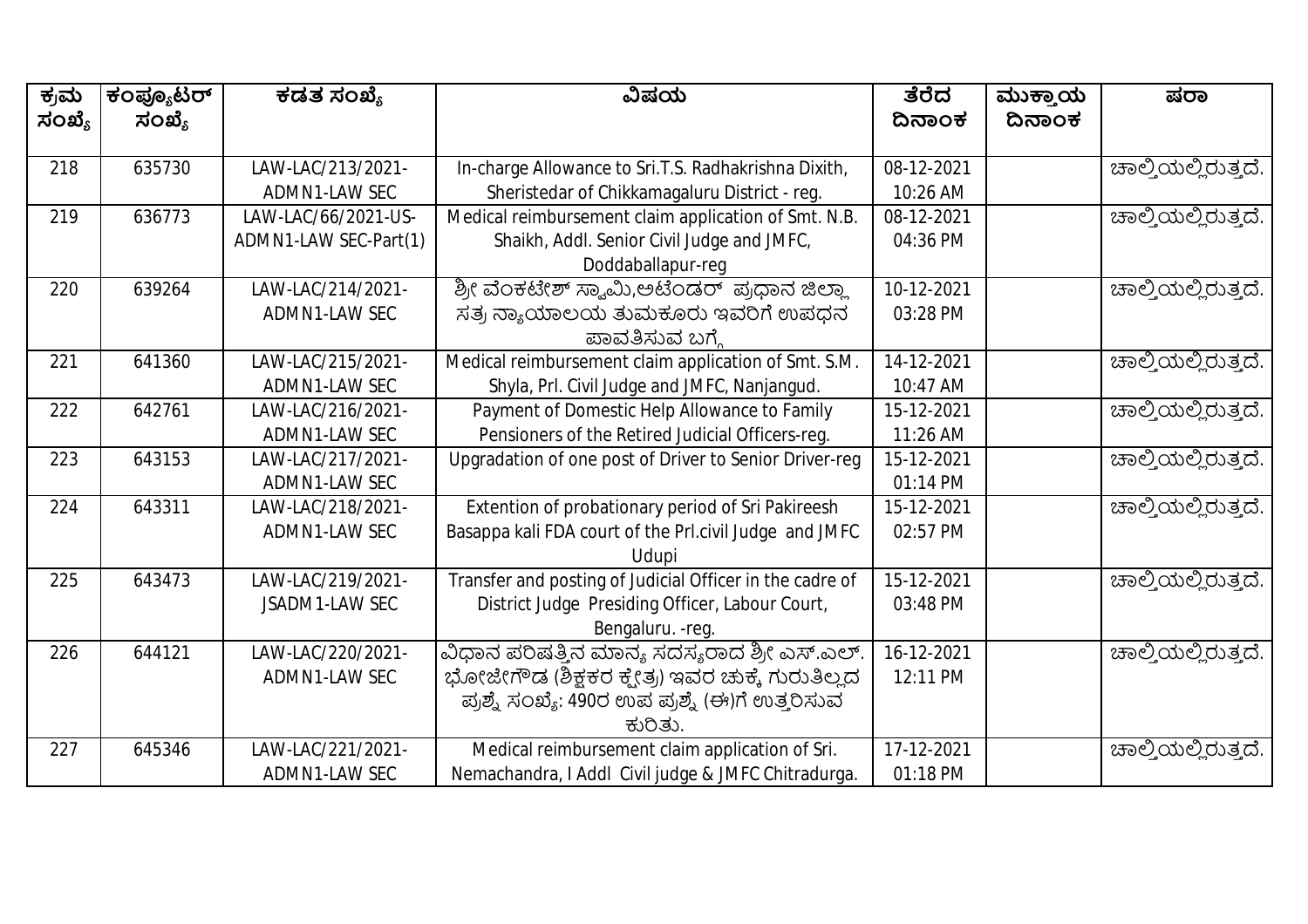| ಕ್ರಮ ಸಂಖ್ಯೆ | ಕಂಪ್ಯೂಟರ್ ಸಂಖ್ಯೆ | ಕಡತ ಸಂಖ್ಯೆ | ವಿಷಯ | ತೆರೆದ ದಿನಾಂಕ | ಮುಕ್ತಾಯ ದಿನಾಂಕ | ಷರಾ |
|---|---|---|---|---|---|---|
| 218 | 635730 | LAW-LAC/213/2021-ADMN1-LAW SEC | In-charge Allowance to Sri.T.S. Radhakrishna Dixith, Sheristedar of Chikkamagaluru District - reg. | 08-12-2021 10:26 AM | | ಚಾಲ್ತಿಯಲ್ಲಿರುತ್ತದೆ. |
| 219 | 636773 | LAW-LAC/66/2021-US-ADMN1-LAW SEC-Part(1) | Medical reimbursement claim application of Smt. N.B. Shaikh, Addl. Senior Civil Judge and JMFC, Doddaballapur-reg | 08-12-2021 04:36 PM | | ಚಾಲ್ತಿಯಲ್ಲಿರುತ್ತದೆ. |
| 220 | 639264 | LAW-LAC/214/2021-ADMN1-LAW SEC | ಶ್ರೀ ವೆಂಕಟೇಶ್ ಸ್ವಾಮಿ,ಅಟೆಂಡರ್ ಪ್ರಧಾನ ಜಿಲ್ಲಾ ಸತ್ರ ನ್ಯಾಯಾಲಯ ತುಮಕೂರು ಇವರಿಗೆ ಉಪಧನ ಪಾವತಿಸುವ ಬಗ್ಗೆ | 10-12-2021 03:28 PM | | ಚಾಲ್ತಿಯಲ್ಲಿರುತ್ತದೆ. |
| 221 | 641360 | LAW-LAC/215/2021-ADMN1-LAW SEC | Medical reimbursement claim application of Smt. S.M. Shyla, Prl. Civil Judge and JMFC, Nanjangud. | 14-12-2021 10:47 AM | | ಚಾಲ್ತಿಯಲ್ಲಿರುತ್ತದೆ. |
| 222 | 642761 | LAW-LAC/216/2021-ADMN1-LAW SEC | Payment of Domestic Help Allowance to Family Pensioners of the Retired Judicial Officers-reg. | 15-12-2021 11:26 AM | | ಚಾಲ್ತಿಯಲ್ಲಿರುತ್ತದೆ. |
| 223 | 643153 | LAW-LAC/217/2021-ADMN1-LAW SEC | Upgradation of one post of Driver to Senior Driver-reg | 15-12-2021 01:14 PM | | ಚಾಲ್ತಿಯಲ್ಲಿರುತ್ತದೆ. |
| 224 | 643311 | LAW-LAC/218/2021-ADMN1-LAW SEC | Extention of probationary period of Sri Pakireesh Basappa kali FDA court of the Prl.civil Judge and JMFC Udupi | 15-12-2021 02:57 PM | | ಚಾಲ್ತಿಯಲ್ಲಿರುತ್ತದೆ. |
| 225 | 643473 | LAW-LAC/219/2021-JSADM1-LAW SEC | Transfer and posting of Judicial Officer in the cadre of District Judge Presiding Officer, Labour Court, Bengaluru. -reg. | 15-12-2021 03:48 PM | | ಚಾಲ್ತಿಯಲ್ಲಿರುತ್ತದೆ. |
| 226 | 644121 | LAW-LAC/220/2021-ADMN1-LAW SEC | ವಿಧಾನ ಪರಿಷತ್ತಿನ ಮಾನ್ಯ ಸದಸ್ಯರಾದ ಶ್ರೀ ಎಸ್.ಎಲ್. ಭೋಜೇಗೌಡ (ಶಿಕ್ಷಕರ ಕ್ಷೇತ್ರ) ಇವರ ಚುಕ್ಕೆ ಗುರುತಿಲ್ಲದ ಪ್ರಶ್ನೆ ಸಂಖ್ಯೆ: 490ರ ಉಪ ಪ್ರಶ್ನೆ (ಈ)ಗೆ ಉತ್ತರಿಸುವ ಕುರಿತು. | 16-12-2021 12:11 PM | | ಚಾಲ್ತಿಯಲ್ಲಿರುತ್ತದೆ. |
| 227 | 645346 | LAW-LAC/221/2021-ADMN1-LAW SEC | Medical reimbursement claim application of Sri. Nemachandra, I Addl Civil judge & JMFC Chitradurga. | 17-12-2021 01:18 PM | | ಚಾಲ್ತಿಯಲ್ಲಿರುತ್ತದೆ. |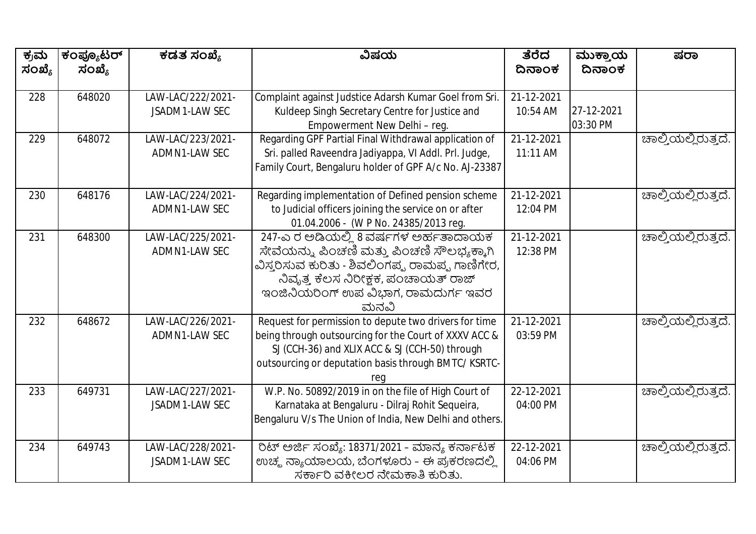| ಕ್ರಮ ಸಂಖ್ಯೆ | ಕಂಪ್ಯೂಟರ್ ಸಂಖ್ಯೆ | ಕಡತ ಸಂಖ್ಯೆ | ವಿಷಯ | ತೆರೆದ ದಿನಾಂಕ | ಮುಕ್ತಾಯ ದಿನಾಂಕ | ಷರಾ |
|---|---|---|---|---|---|---|
| 228 | 648020 | LAW-LAC/222/2021-JSADM1-LAW SEC | Complaint against Judstice Adarsh Kumar Goel from Sri. Kuldeep Singh Secretary Centre for Justice and Empowerment New Delhi – reg. | 21-12-2021 10:54 AM | 27-12-2021 03:30 PM | |
| 229 | 648072 | LAW-LAC/223/2021-ADMN1-LAW SEC | Regarding GPF Partial Final Withdrawal application of Sri. palled Raveendra Jadiyappa, VI Addl. Prl. Judge, Family Court, Bengaluru holder of GPF A/c No. AJ-23387 | 21-12-2021 11:11 AM | | ಚಾಲ್ತಿಯಲ್ಲಿರುತ್ತದೆ. |
| 230 | 648176 | LAW-LAC/224/2021-ADMN1-LAW SEC | Regarding implementation of Defined pension scheme to Judicial officers joining the service on or after 01.04.2006 - (W P No. 24385/2013 reg. | 21-12-2021 12:04 PM | | ಚಾಲ್ತಿಯಲ್ಲಿರುತ್ತದೆ. |
| 231 | 648300 | LAW-LAC/225/2021-ADMN1-LAW SEC | 247-ಎ ರ ಅಡಿಯಲ್ಲಿ 8 ವರ್ಷಗಳ ಅರ್ಹತಾದಾಯಕ ಸೇವೆಯನ್ನು ಪಿಂಚಣಿ ಮತ್ತು ಪಿಂಚಣಿ ಸೌಲಭ್ಯಕ್ಕಾಗಿ ವಿಸ್ತರಿಸುವ ಕುರಿತು - ಶಿವಲಿಂಗಪ್ಪ ರಾಮಪ್ಪ ಗಾಣಿಗೇರ, ನಿವೃತ್ತ ಕೆಲಸ ನಿರೀಕ್ಷಕ, ಪಂಚಾಯತ್ ರಾಜ್ ಇಂಜಿನಿಯರಿಂಗ್ ಉಪ ವಿಭಾಗ, ರಾಮದುರ್ಗ ಇವರ ಮನವಿ | 21-12-2021 12:38 PM | | ಚಾಲ್ತಿಯಲ್ಲಿರುತ್ತದೆ. |
| 232 | 648672 | LAW-LAC/226/2021-ADMN1-LAW SEC | Request for permission to depute two drivers for time being through outsourcing for the Court of XXXV ACC & SJ (CCH-36) and XLIX ACC & SJ (CCH-50) through outsourcing or deputation basis through BMTC/ KSRTC-reg | 21-12-2021 03:59 PM | | ಚಾಲ್ತಿಯಲ್ಲಿರುತ್ತದೆ. |
| 233 | 649731 | LAW-LAC/227/2021-JSADM1-LAW SEC | W.P. No. 50892/2019 in on the file of High Court of Karnataka at Bengaluru - Dilraj Rohit Sequeira, Bengaluru V/s The Union of India, New Delhi and others. | 22-12-2021 04:00 PM | | ಚಾಲ್ತಿಯಲ್ಲಿರುತ್ತದೆ. |
| 234 | 649743 | LAW-LAC/228/2021-JSADM1-LAW SEC | ರಿಟ್ ಅರ್ಜಿ ಸಂಖ್ಯೆ: 18371/2021 – ಮಾನ್ಯ ಕರ್ನಾಟಕ ಉಚ್ಛ ನ್ಯಾಯಾಲಯ, ಬೆಂಗಳೂರು – ಈ ಪ್ರಕರಣದಲ್ಲಿ ಸರ್ಕಾರಿ ವಕೀಲರ ನೇಮಕಾತಿ ಕುರಿತು. | 22-12-2021 04:06 PM | | ಚಾಲ್ತಿಯಲ್ಲಿರುತ್ತದೆ. |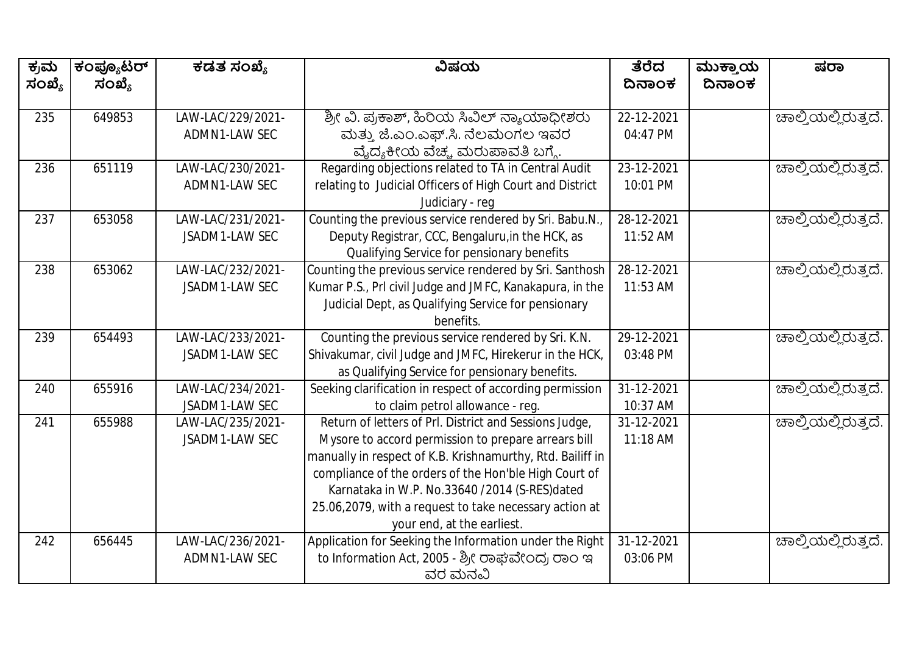| ಕ್ರಮ ಸಂಖ್ಯೆ | ಕಂಪ್ಯೂಟರ್ ಸಂಖ್ಯೆ | ಕಡತ ಸಂಖ್ಯೆ | ವಿಷಯ | ತೆರೆದ ದಿನಾಂಕ | ಮುಕ್ತಾಯ ದಿನಾಂಕ | ಷರಾ |
|---|---|---|---|---|---|---|
| 235 | 649853 | LAW-LAC/229/2021-ADMN1-LAW SEC | ಶ್ರೀ ವಿ. ಪ್ರಕಾಶ್, ಹಿರಿಯ ಸಿವಿಲ್ ನ್ಯಾಯಾಧೀಶರು ಮತ್ತು ಜೆ.ಎಂ.ಎಫ್.ಸಿ. ನೆಲಮಂಗಲ ಇವರ ವೈದ್ಯಕೀಯ ವೆಚ್ಚ ಮರುಪಾವತಿ ಬಗ್ಗೆ. | 22-12-2021 04:47 PM | | ಚಾಲ್ತಿಯಲ್ಲಿರುತ್ತದೆ. |
| 236 | 651119 | LAW-LAC/230/2021-ADMN1-LAW SEC | Regarding objections related to TA in Central Audit relating to Judicial Officers of High Court and District Judiciary - reg | 23-12-2021 10:01 PM | | ಚಾಲ್ತಿಯಲ್ಲಿರುತ್ತದೆ. |
| 237 | 653058 | LAW-LAC/231/2021-JSADM1-LAW SEC | Counting the previous service rendered by Sri. Babu.N., Deputy Registrar, CCC, Bengaluru,in the HCK, as Qualifying Service for pensionary benefits | 28-12-2021 11:52 AM | | ಚಾಲ್ತಿಯಲ್ಲಿರುತ್ತದೆ. |
| 238 | 653062 | LAW-LAC/232/2021-JSADM1-LAW SEC | Counting the previous service rendered by Sri. Santhosh Kumar P.S., Prl civil Judge and JMFC, Kanakapura, in the Judicial Dept, as Qualifying Service for pensionary benefits. | 28-12-2021 11:53 AM | | ಚಾಲ್ತಿಯಲ್ಲಿರುತ್ತದೆ. |
| 239 | 654493 | LAW-LAC/233/2021-JSADM1-LAW SEC | Counting the previous service rendered by Sri. K.N. Shivakumar, civil Judge and JMFC, Hirekerur in the HCK, as Qualifying Service for pensionary benefits. | 29-12-2021 03:48 PM | | ಚಾಲ್ತಿಯಲ್ಲಿರುತ್ತದೆ. |
| 240 | 655916 | LAW-LAC/234/2021-JSADM1-LAW SEC | Seeking clarification in respect of according permission to claim petrol allowance - reg. | 31-12-2021 10:37 AM | | ಚಾಲ್ತಿಯಲ್ಲಿರುತ್ತದೆ. |
| 241 | 655988 | LAW-LAC/235/2021-JSADM1-LAW SEC | Return of letters of Prl. District and Sessions Judge, Mysore to accord permission to prepare arrears bill manually in respect of K.B. Krishnamurthy, Rtd. Bailiff in compliance of the orders of the Hon'ble High Court of Karnataka in W.P. No.33640 /2014 (S-RES)dated 25.06,2079, with a request to take necessary action at your end, at the earliest. | 31-12-2021 11:18 AM | | ಚಾಲ್ತಿಯಲ್ಲಿರುತ್ತದೆ. |
| 242 | 656445 | LAW-LAC/236/2021-ADMN1-LAW SEC | Application for Seeking the Information under the Right to Information Act, 2005 - ಶ್ರೀ ರಾಘವೇಂದ್ರ ರಾಂ ಇವರ ಮನವಿ | 31-12-2021 03:06 PM | | ಚಾಲ್ತಿಯಲ್ಲಿರುತ್ತದೆ. |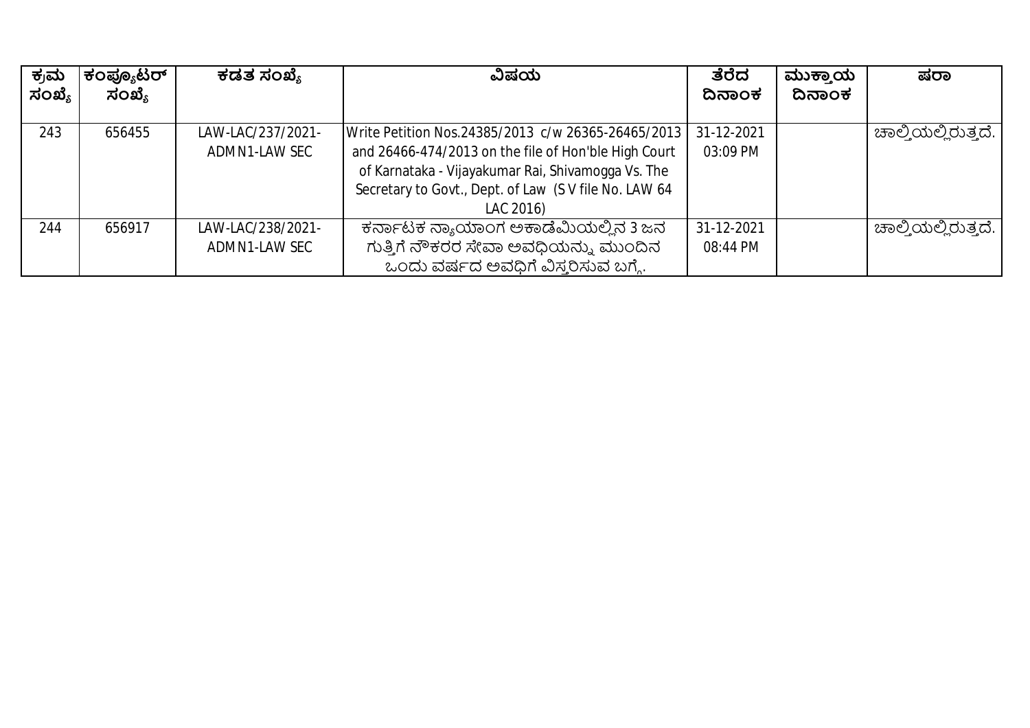| ಕ್ರಮ ಸಂಖ್ಯೆ | ಕಂಪ್ಯೂಟರ್ ಸಂಖ್ಯೆ | ಕಡತ ಸಂಖ್ಯೆ | ವಿಷಯ | ತೆರೆದ ದಿನಾಂಕ | ಮುಕ್ತಾಯ ದಿನಾಂಕ | ಷರಾ |
|---|---|---|---|---|---|---|
| 243 | 656455 | LAW-LAC/237/2021-ADMN1-LAW SEC | Write Petition Nos.24385/2013 c/w 26365-26465/2013 and 26466-474/2013 on the file of Hon'ble High Court of Karnataka - Vijayakumar Rai, Shivamogga Vs. The Secretary to Govt., Dept. of Law (S V file No. LAW 64 LAC 2016) | 31-12-2021 03:09 PM | | ಚಾಲ್ತಿಯಲ್ಲಿರುತ್ತದೆ. |
| 244 | 656917 | LAW-LAC/238/2021-ADMN1-LAW SEC | ಕರ್ನಾಟಕ ನ್ಯಾಯಾಂಗ ಅಕಾಡೆಮಿಯಲ್ಲಿನ 3 ಜನ ಗುತ್ತಿಗೆ ನೌಕರರ ಸೇವಾ ಅವಧಿಯನ್ನು ಮುಂದಿನ ಒಂದು ವರ್ಷದ ಅವಧಿಗೆ ವಿಸ್ತರಿಸುವ ಬಗ್ಗೆ. | 31-12-2021 08:44 PM | | ಚಾಲ್ತಿಯಲ್ಲಿರುತ್ತದೆ. |